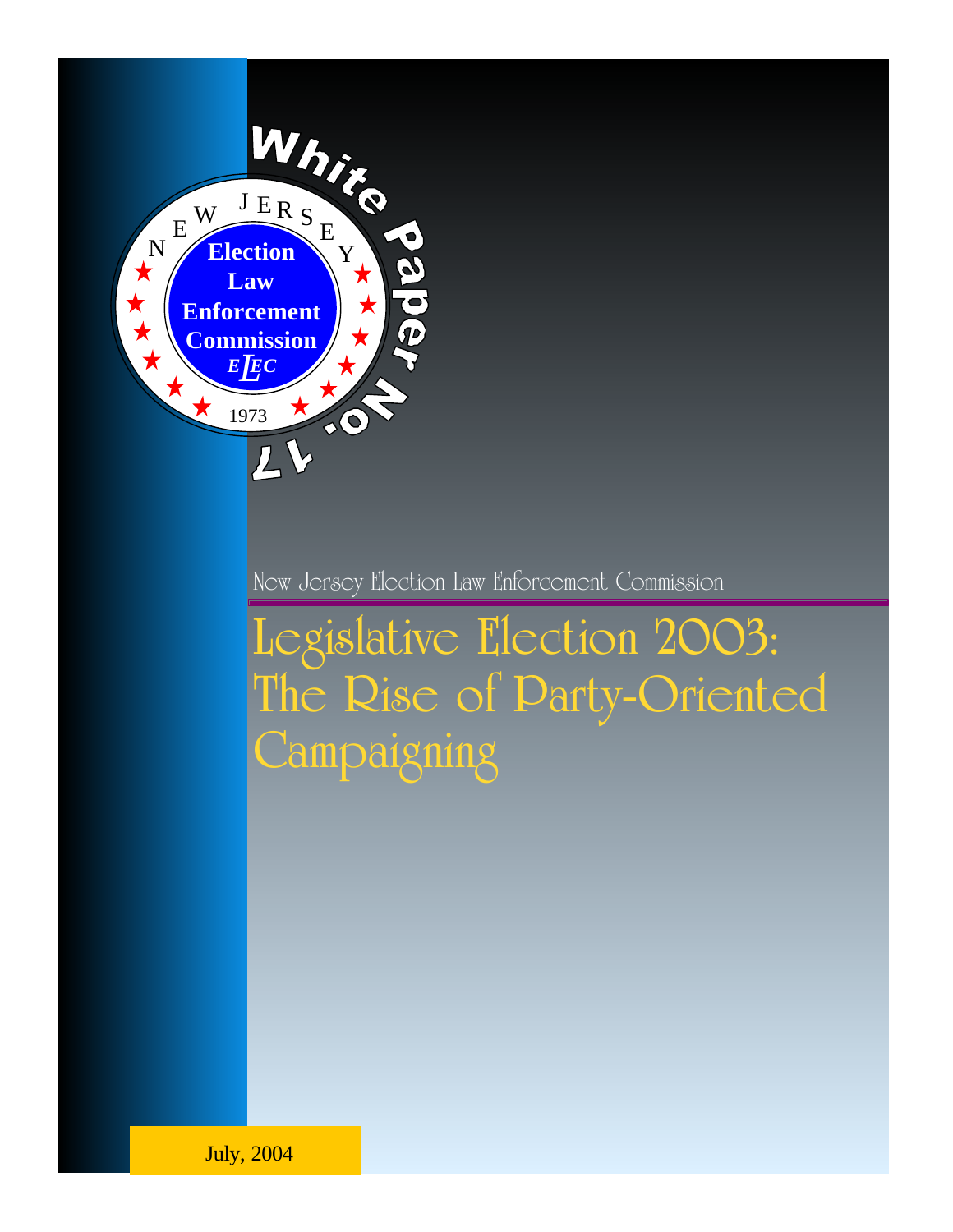White Paper No. 17

New Jersey Election Law Enforcement Commission

ELEC

1973

New Jersey Election Law Enforcement Commission

# Legislative Election 2003: The Rise of Party-Oriented Campaigning

July, 2004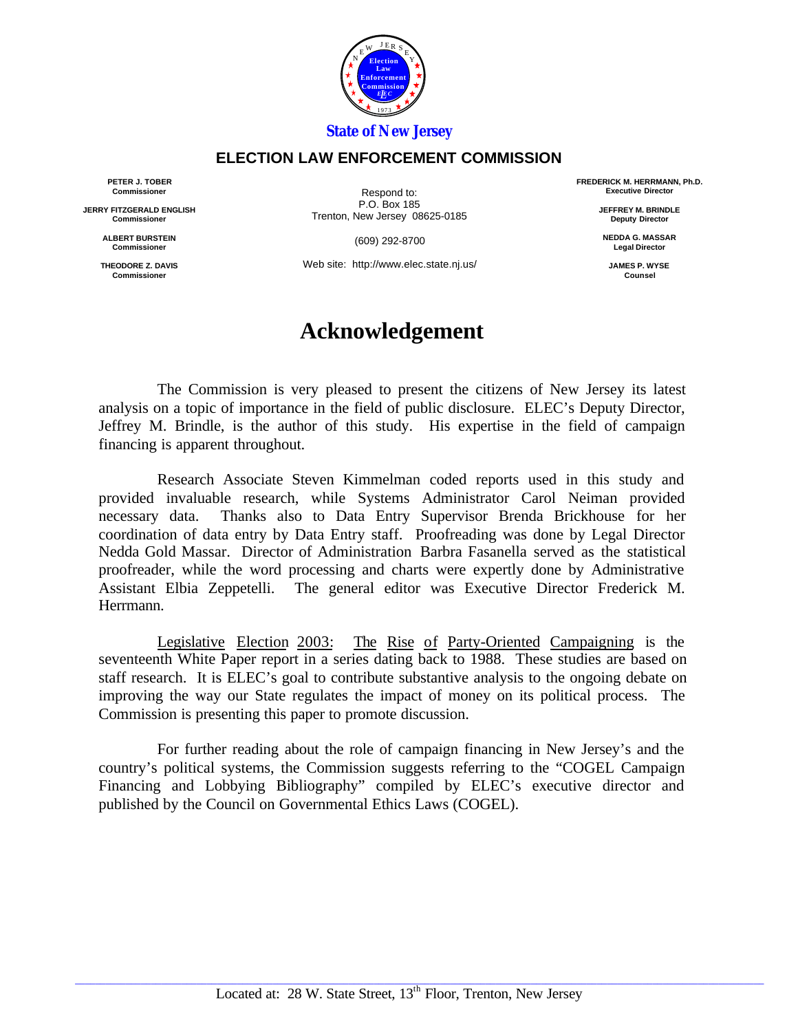State of New Jersey

**ELECTION LAW ENFORCEMENT COMMISSION**

**PETER J. TOBER**
**Commissioner**

**JERRY FITZGERALD ENGLISH**
**Commissioner**

**ALBERT BURSTEIN**
**Commissioner**

**THEODORE Z. DAVIS**
**Commissioner**

Respond to:
P.O. Box 185
Trenton, New Jersey 08625-0185

(609) 292-8700

Web site: http://www.elec.state.nj.us/

**FREDERICK M. HERRMANN, Ph.D.**
**Executive Director**

**JEFFREY M. BRINDLE**
**Deputy Director**

**NEDDA G. MASSAR**
**Legal Director**

**JAMES P. WYSE**
**Counsel**

# Acknowledgement

The Commission is very pleased to present the citizens of New Jersey its latest analysis on a topic of importance in the field of public disclosure. ELEC's Deputy Director, Jeffrey M. Brindle, is the author of this study. His expertise in the field of campaign financing is apparent throughout.

Research Associate Steven Kimmelman coded reports used in this study and provided invaluable research, while Systems Administrator Carol Neiman provided necessary data. Thanks also to Data Entry Supervisor Brenda Brickhouse for her coordination of data entry by Data Entry staff. Proofreading was done by Legal Director Nedda Gold Massar. Director of Administration Barbra Fasanella served as the statistical proofreader, while the word processing and charts were expertly done by Administrative Assistant Elbia Zeppetelli. The general editor was Executive Director Frederick M. Herrmann.

Legislative Election 2003: The Rise of Party-Oriented Campaigning is the seventeenth White Paper report in a series dating back to 1988. These studies are based on staff research. It is ELEC's goal to contribute substantive analysis to the ongoing debate on improving the way our State regulates the impact of money on its political process. The Commission is presenting this paper to promote discussion.

For further reading about the role of campaign financing in New Jersey's and the country's political systems, the Commission suggests referring to the "COGEL Campaign Financing and Lobbying Bibliography" compiled by ELEC's executive director and published by the Council on Governmental Ethics Laws (COGEL).

Located at: 28 W. State Street, 13th Floor, Trenton, New Jersey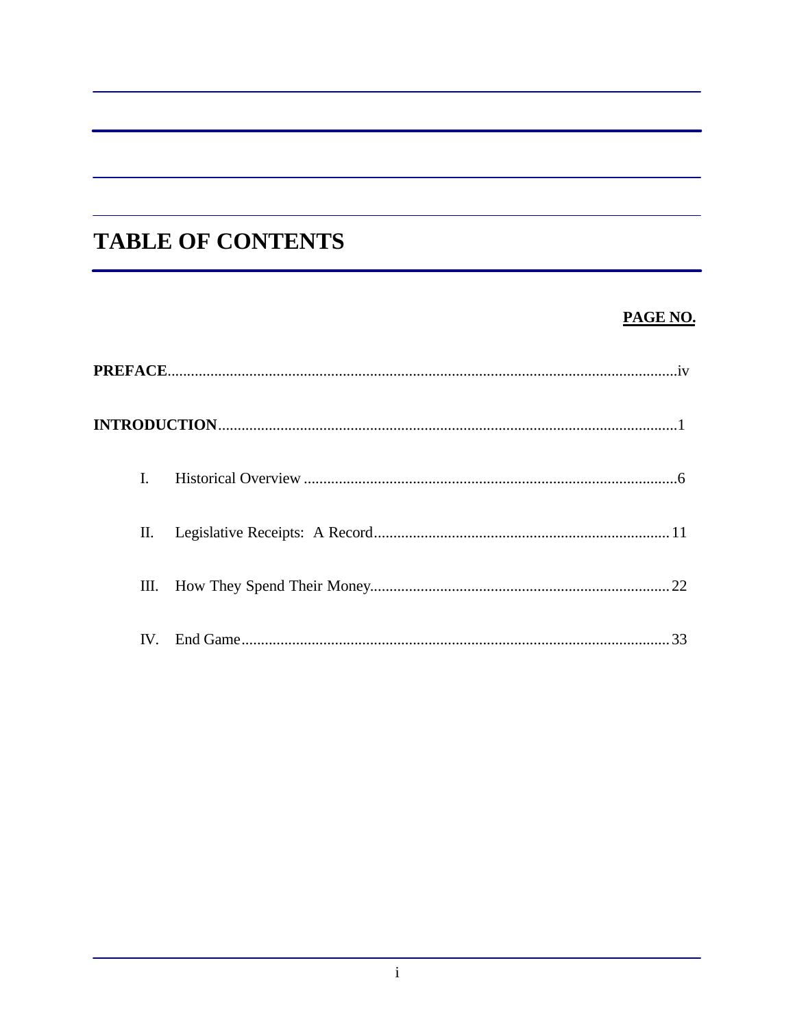# TABLE OF CONTENTS

| | PAGE NO. |
|---|---|
| **PREFACE** | iv |
| **INTRODUCTION** | 1 |
| I. Historical Overview | 6 |
| II. Legislative Receipts: A Record | 11 |
| III. How They Spend Their Money | 22 |
| IV. End Game | 33 |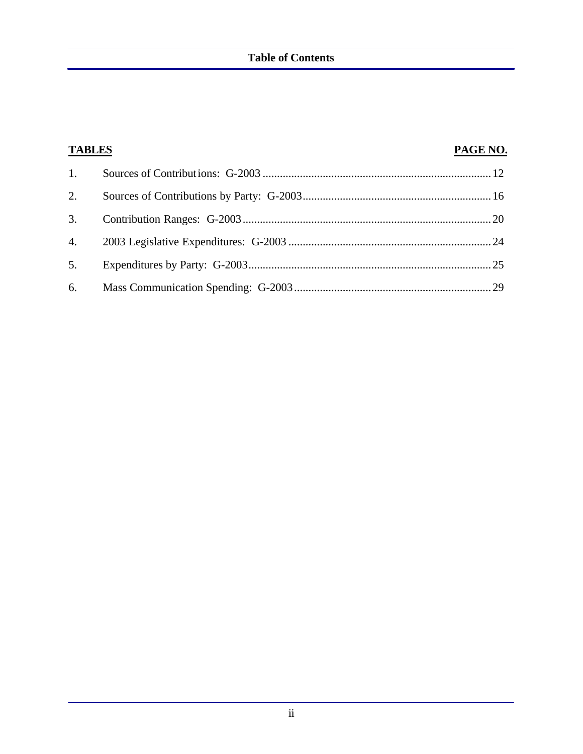## Table of Contents

| **TABLES** | | **PAGE NO.** |
|---|---|---|
| 1. | Sources of Contributions: G-2003 | 12 |
| 2. | Sources of Contributions by Party: G-2003 | 16 |
| 3. | Contribution Ranges: G-2003 | 20 |
| 4. | 2003 Legislative Expenditures: G-2003 | 24 |
| 5. | Expenditures by Party: G-2003 | 25 |
| 6. | Mass Communication Spending: G-2003 | 29 |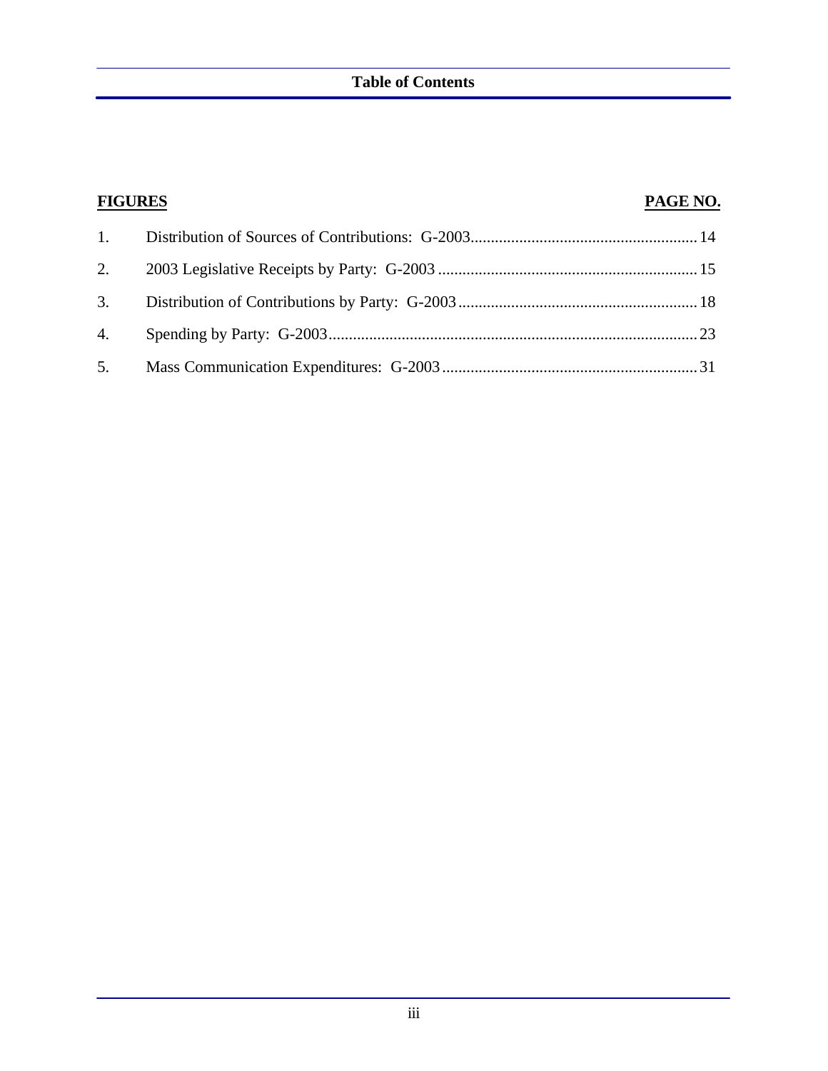# Table of Contents

| FIGURES | | PAGE NO. |
|---|---|---|
| 1. | Distribution of Sources of Contributions: G-2003 | 14 |
| 2. | 2003 Legislative Receipts by Party: G-2003 | 15 |
| 3. | Distribution of Contributions by Party: G-2003 | 18 |
| 4. | Spending by Party: G-2003 | 23 |
| 5. | Mass Communication Expenditures: G-2003 | 31 |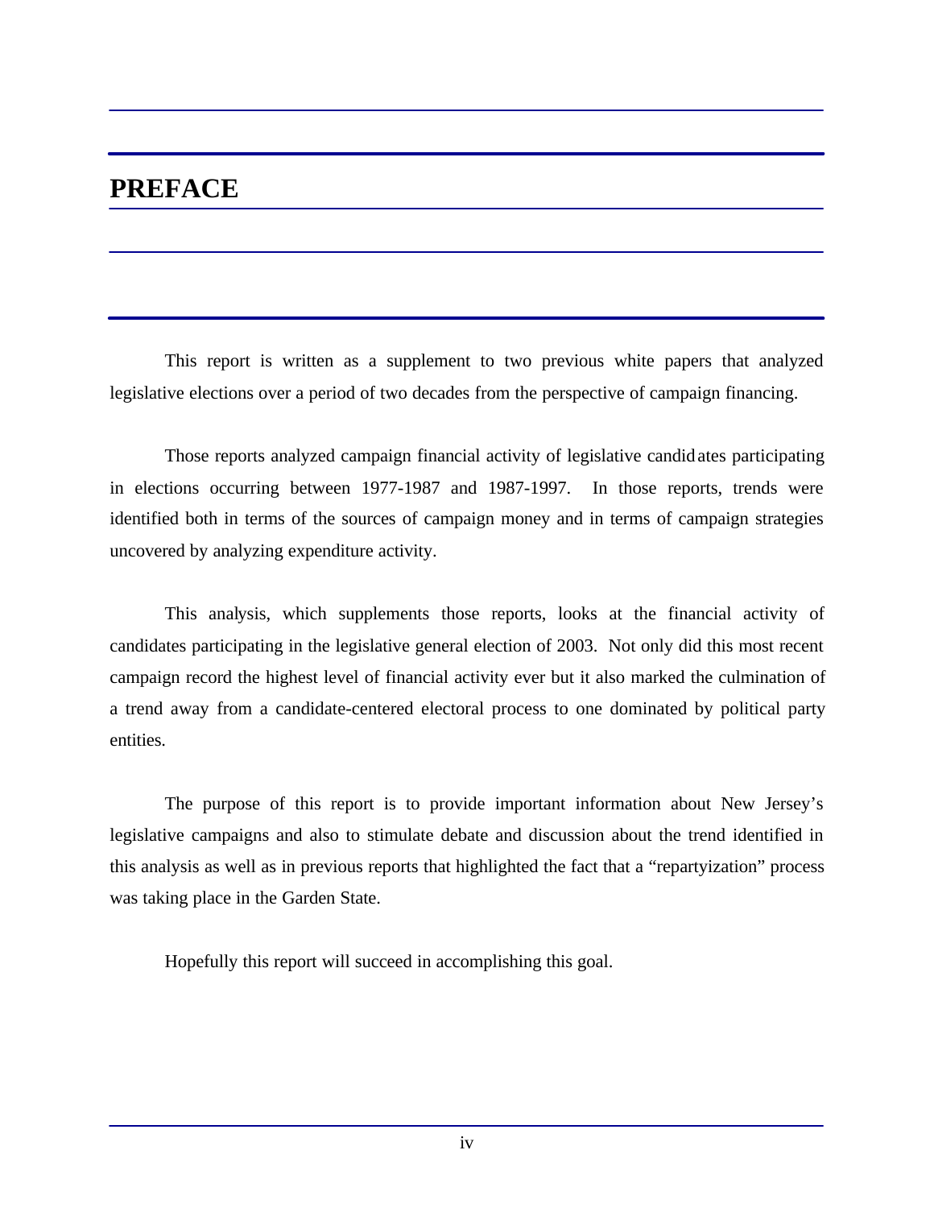# PREFACE

This report is written as a supplement to two previous white papers that analyzed legislative elections over a period of two decades from the perspective of campaign financing.

Those reports analyzed campaign financial activity of legislative candidates participating in elections occurring between 1977-1987 and 1987-1997. In those reports, trends were identified both in terms of the sources of campaign money and in terms of campaign strategies uncovered by analyzing expenditure activity.

This analysis, which supplements those reports, looks at the financial activity of candidates participating in the legislative general election of 2003. Not only did this most recent campaign record the highest level of financial activity ever but it also marked the culmination of a trend away from a candidate-centered electoral process to one dominated by political party entities.

The purpose of this report is to provide important information about New Jersey's legislative campaigns and also to stimulate debate and discussion about the trend identified in this analysis as well as in previous reports that highlighted the fact that a "repartyization" process was taking place in the Garden State.

Hopefully this report will succeed in accomplishing this goal.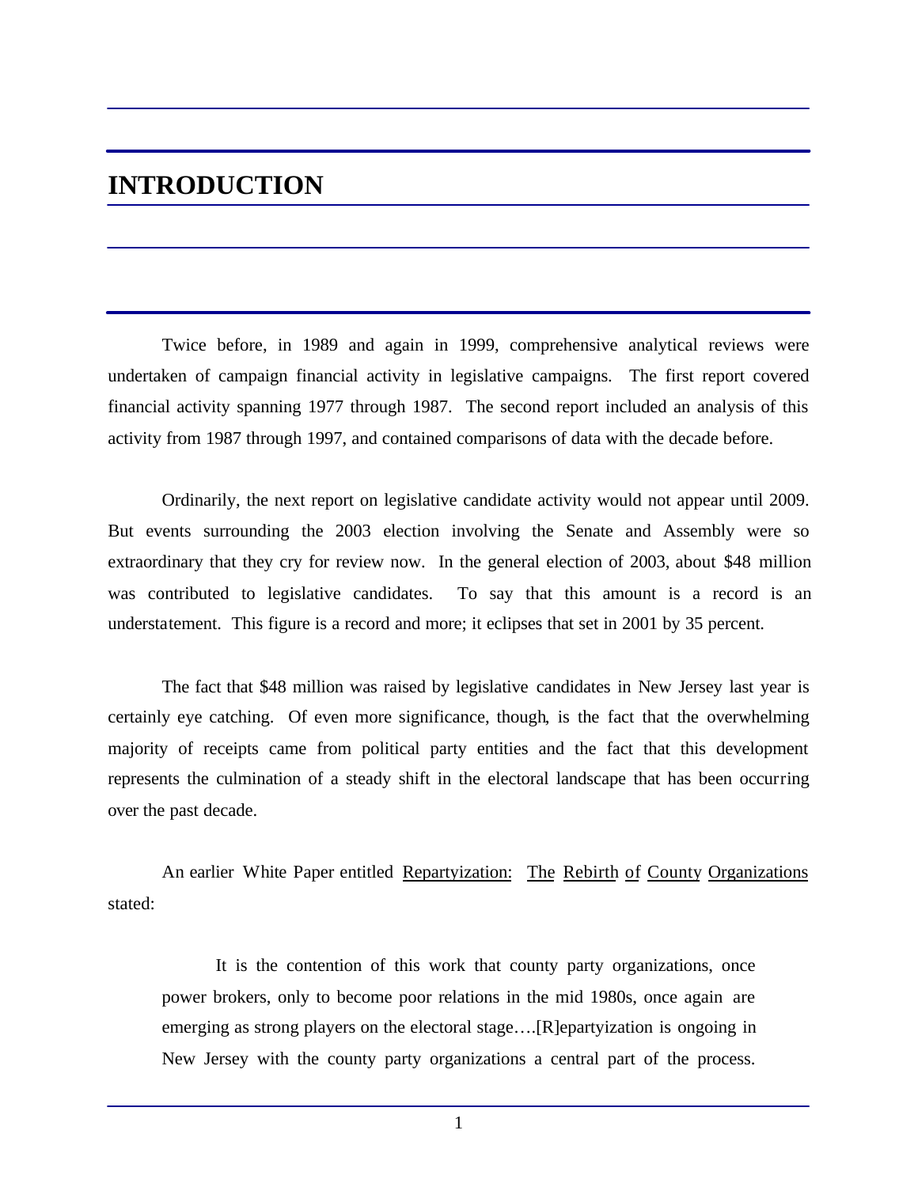# INTRODUCTION

Twice before, in 1989 and again in 1999, comprehensive analytical reviews were undertaken of campaign financial activity in legislative campaigns. The first report covered financial activity spanning 1977 through 1987. The second report included an analysis of this activity from 1987 through 1997, and contained comparisons of data with the decade before.

Ordinarily, the next report on legislative candidate activity would not appear until 2009. But events surrounding the 2003 election involving the Senate and Assembly were so extraordinary that they cry for review now. In the general election of 2003, about $48 million was contributed to legislative candidates. To say that this amount is a record is an understatement. This figure is a record and more; it eclipses that set in 2001 by 35 percent.

The fact that $48 million was raised by legislative candidates in New Jersey last year is certainly eye catching. Of even more significance, though, is the fact that the overwhelming majority of receipts came from political party entities and the fact that this development represents the culmination of a steady shift in the electoral landscape that has been occurring over the past decade.

An earlier White Paper entitled Repartyization: The Rebirth of County Organizations stated:

> It is the contention of this work that county party organizations, once power brokers, only to become poor relations in the mid 1980s, once again are emerging as strong players on the electoral stage….[R]epartyization is ongoing in New Jersey with the county party organizations a central part of the process.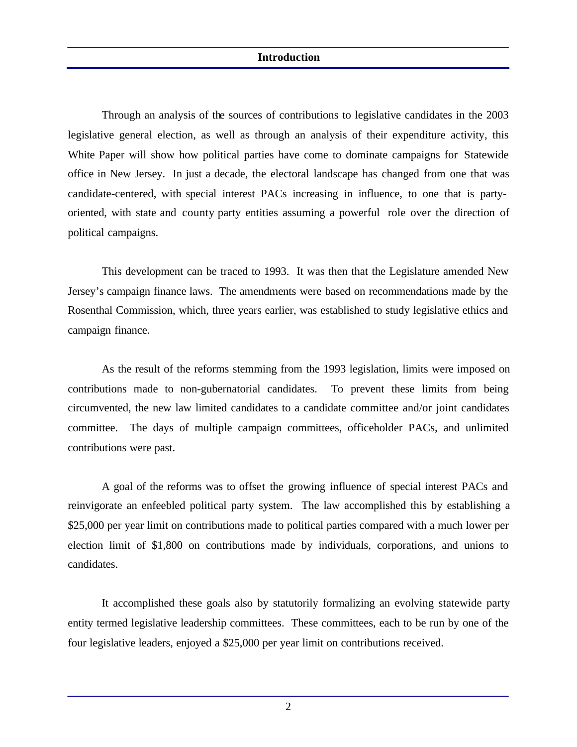## Introduction

Through an analysis of the sources of contributions to legislative candidates in the 2003 legislative general election, as well as through an analysis of their expenditure activity, this White Paper will show how political parties have come to dominate campaigns for Statewide office in New Jersey. In just a decade, the electoral landscape has changed from one that was candidate-centered, with special interest PACs increasing in influence, to one that is party-oriented, with state and county party entities assuming a powerful role over the direction of political campaigns.

This development can be traced to 1993. It was then that the Legislature amended New Jersey's campaign finance laws. The amendments were based on recommendations made by the Rosenthal Commission, which, three years earlier, was established to study legislative ethics and campaign finance.

As the result of the reforms stemming from the 1993 legislation, limits were imposed on contributions made to non-gubernatorial candidates. To prevent these limits from being circumvented, the new law limited candidates to a candidate committee and/or joint candidates committee. The days of multiple campaign committees, officeholder PACs, and unlimited contributions were past.

A goal of the reforms was to offset the growing influence of special interest PACs and reinvigorate an enfeebled political party system. The law accomplished this by establishing a $25,000 per year limit on contributions made to political parties compared with a much lower per election limit of $1,800 on contributions made by individuals, corporations, and unions to candidates.

It accomplished these goals also by statutorily formalizing an evolving statewide party entity termed legislative leadership committees. These committees, each to be run by one of the four legislative leaders, enjoyed a $25,000 per year limit on contributions received.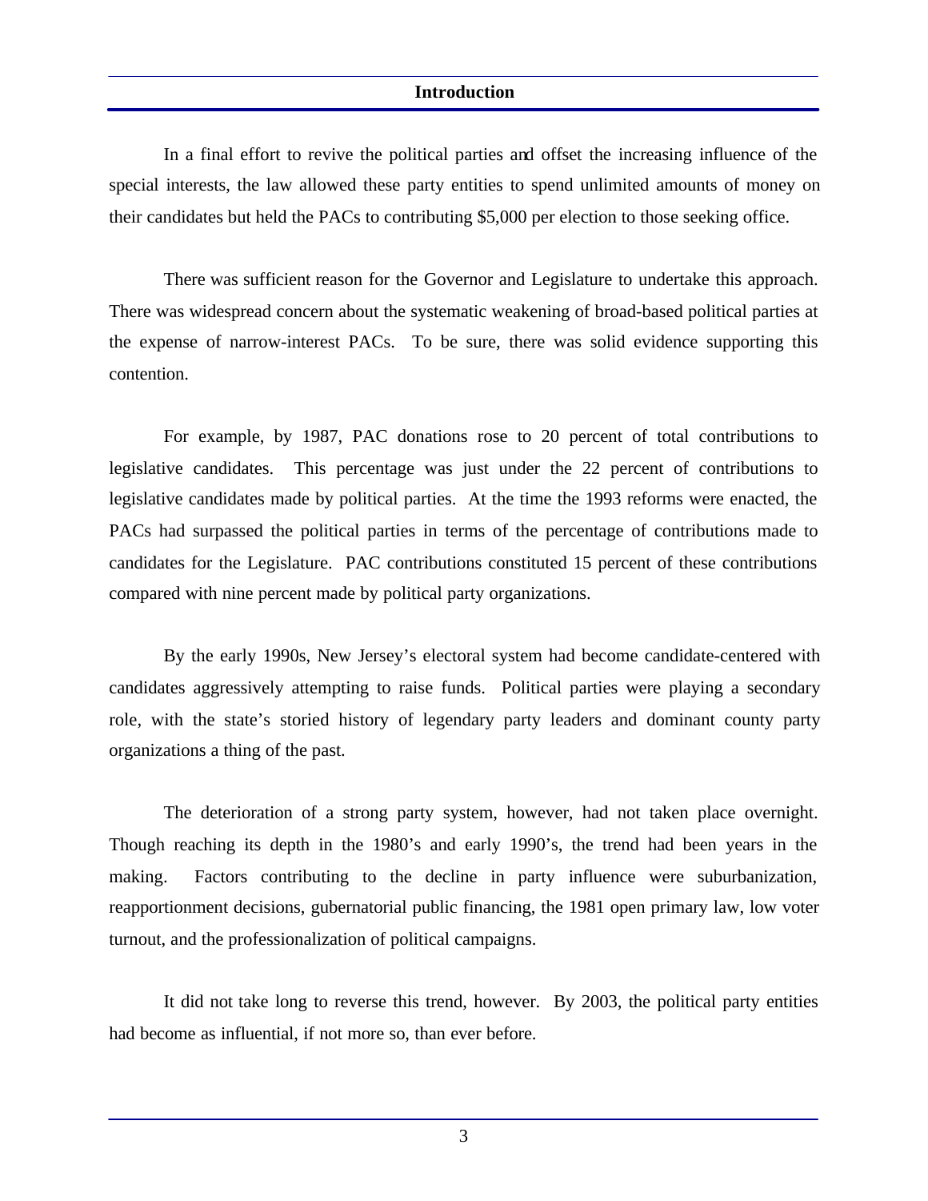## Introduction

In a final effort to revive the political parties and offset the increasing influence of the special interests, the law allowed these party entities to spend unlimited amounts of money on their candidates but held the PACs to contributing $5,000 per election to those seeking office.

There was sufficient reason for the Governor and Legislature to undertake this approach. There was widespread concern about the systematic weakening of broad-based political parties at the expense of narrow-interest PACs. To be sure, there was solid evidence supporting this contention.

For example, by 1987, PAC donations rose to 20 percent of total contributions to legislative candidates. This percentage was just under the 22 percent of contributions to legislative candidates made by political parties. At the time the 1993 reforms were enacted, the PACs had surpassed the political parties in terms of the percentage of contributions made to candidates for the Legislature. PAC contributions constituted 15 percent of these contributions compared with nine percent made by political party organizations.

By the early 1990s, New Jersey's electoral system had become candidate-centered with candidates aggressively attempting to raise funds. Political parties were playing a secondary role, with the state's storied history of legendary party leaders and dominant county party organizations a thing of the past.

The deterioration of a strong party system, however, had not taken place overnight. Though reaching its depth in the 1980's and early 1990's, the trend had been years in the making. Factors contributing to the decline in party influence were suburbanization, reapportionment decisions, gubernatorial public financing, the 1981 open primary law, low voter turnout, and the professionalization of political campaigns.

It did not take long to reverse this trend, however. By 2003, the political party entities had become as influential, if not more so, than ever before.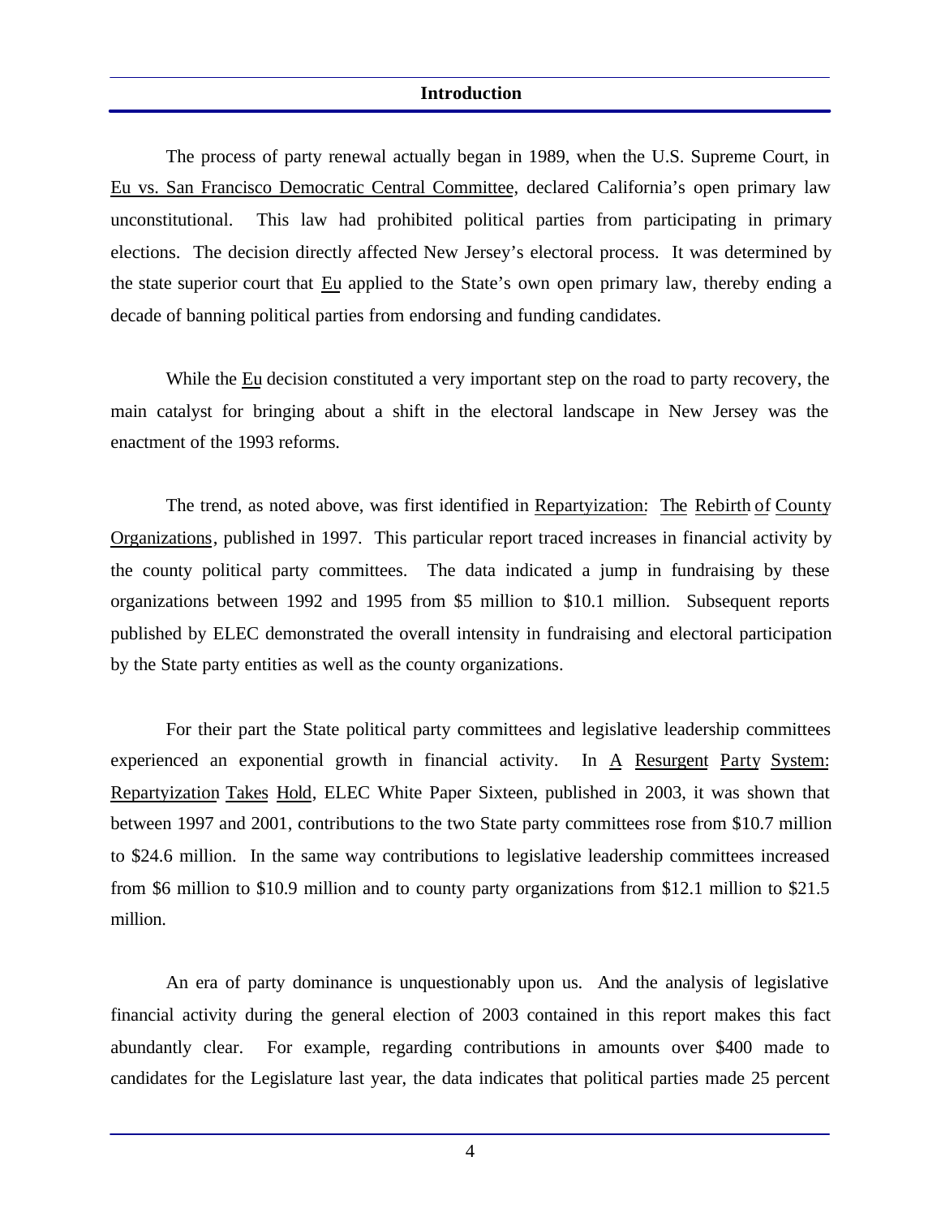## Introduction

The process of party renewal actually began in 1989, when the U.S. Supreme Court, in Eu vs. San Francisco Democratic Central Committee, declared California's open primary law unconstitutional. This law had prohibited political parties from participating in primary elections. The decision directly affected New Jersey's electoral process. It was determined by the state superior court that Eu applied to the State's own open primary law, thereby ending a decade of banning political parties from endorsing and funding candidates.

While the Eu decision constituted a very important step on the road to party recovery, the main catalyst for bringing about a shift in the electoral landscape in New Jersey was the enactment of the 1993 reforms.

The trend, as noted above, was first identified in Repartyization: The Rebirth of County Organizations, published in 1997. This particular report traced increases in financial activity by the county political party committees. The data indicated a jump in fundraising by these organizations between 1992 and 1995 from $5 million to $10.1 million. Subsequent reports published by ELEC demonstrated the overall intensity in fundraising and electoral participation by the State party entities as well as the county organizations.

For their part the State political party committees and legislative leadership committees experienced an exponential growth in financial activity. In A Resurgent Party System: Repartyization Takes Hold, ELEC White Paper Sixteen, published in 2003, it was shown that between 1997 and 2001, contributions to the two State party committees rose from $10.7 million to $24.6 million. In the same way contributions to legislative leadership committees increased from $6 million to $10.9 million and to county party organizations from $12.1 million to $21.5 million.

An era of party dominance is unquestionably upon us. And the analysis of legislative financial activity during the general election of 2003 contained in this report makes this fact abundantly clear. For example, regarding contributions in amounts over $400 made to candidates for the Legislature last year, the data indicates that political parties made 25 percent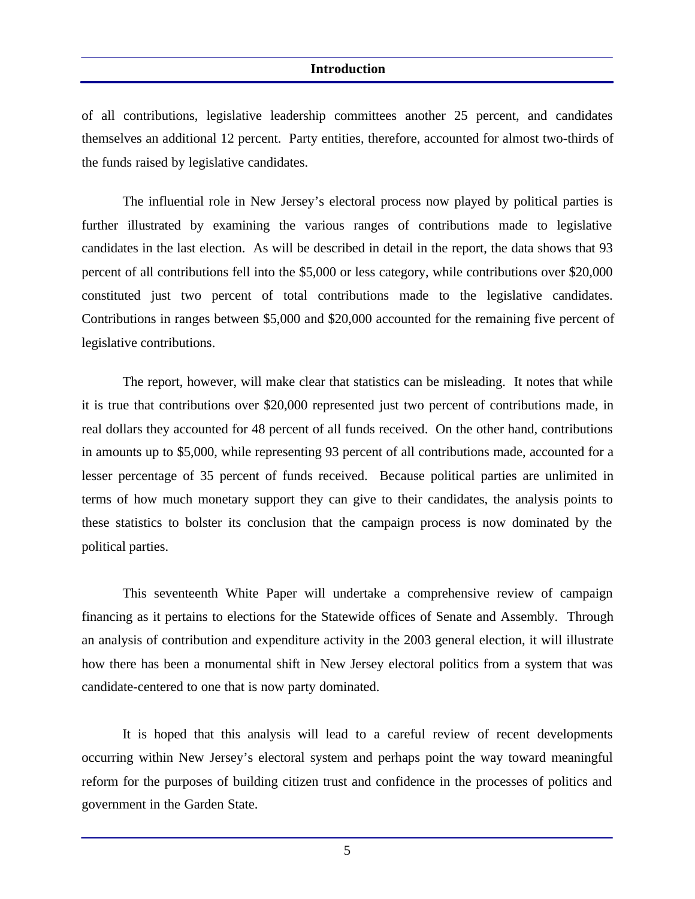of all contributions, legislative leadership committees another 25 percent, and candidates themselves an additional 12 percent. Party entities, therefore, accounted for almost two-thirds of the funds raised by legislative candidates.

The influential role in New Jersey's electoral process now played by political parties is further illustrated by examining the various ranges of contributions made to legislative candidates in the last election. As will be described in detail in the report, the data shows that 93 percent of all contributions fell into the $5,000 or less category, while contributions over $20,000 constituted just two percent of total contributions made to the legislative candidates. Contributions in ranges between $5,000 and $20,000 accounted for the remaining five percent of legislative contributions.

The report, however, will make clear that statistics can be misleading. It notes that while it is true that contributions over $20,000 represented just two percent of contributions made, in real dollars they accounted for 48 percent of all funds received. On the other hand, contributions in amounts up to $5,000, while representing 93 percent of all contributions made, accounted for a lesser percentage of 35 percent of funds received. Because political parties are unlimited in terms of how much monetary support they can give to their candidates, the analysis points to these statistics to bolster its conclusion that the campaign process is now dominated by the political parties.

This seventeenth White Paper will undertake a comprehensive review of campaign financing as it pertains to elections for the Statewide offices of Senate and Assembly. Through an analysis of contribution and expenditure activity in the 2003 general election, it will illustrate how there has been a monumental shift in New Jersey electoral politics from a system that was candidate-centered to one that is now party dominated.

It is hoped that this analysis will lead to a careful review of recent developments occurring within New Jersey's electoral system and perhaps point the way toward meaningful reform for the purposes of building citizen trust and confidence in the processes of politics and government in the Garden State.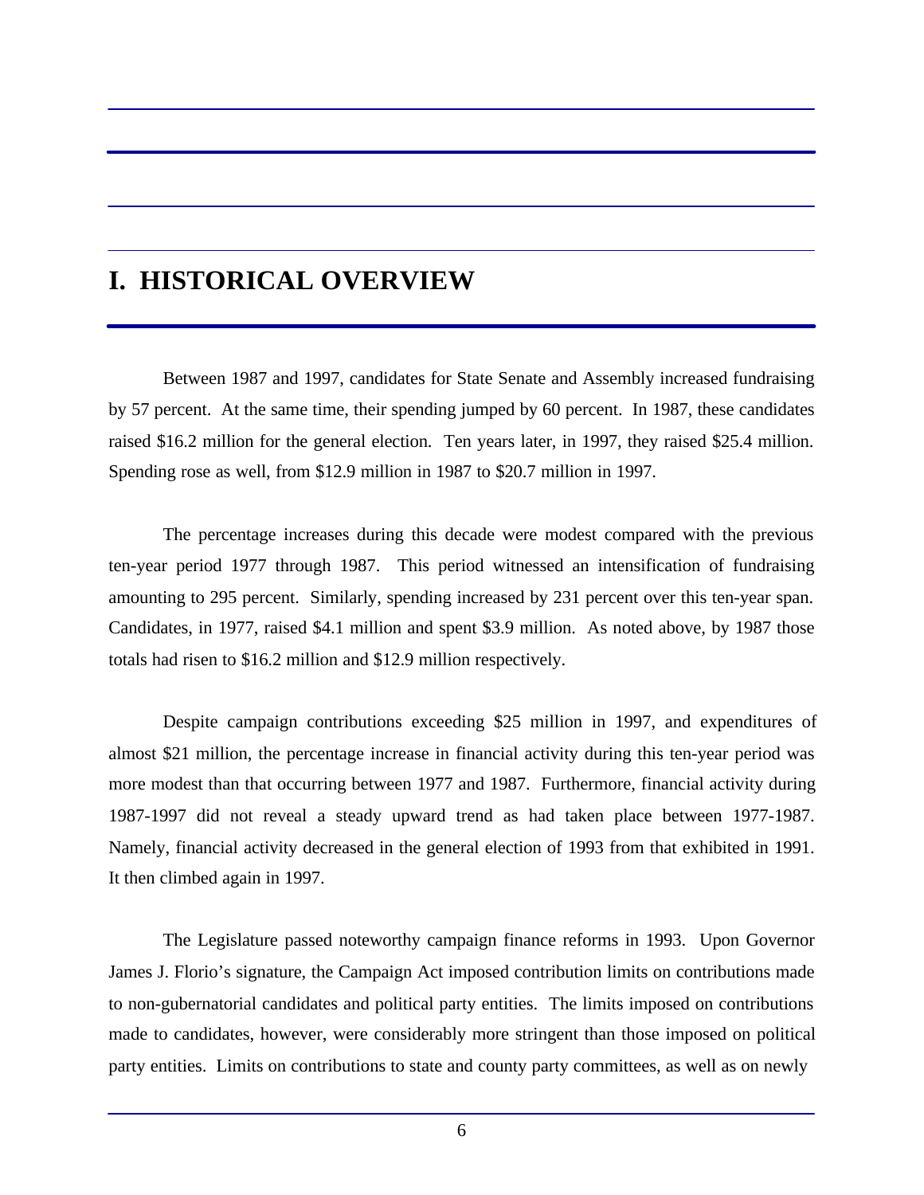# I. HISTORICAL OVERVIEW

Between 1987 and 1997, candidates for State Senate and Assembly increased fundraising by 57 percent. At the same time, their spending jumped by 60 percent. In 1987, these candidates raised $16.2 million for the general election. Ten years later, in 1997, they raised $25.4 million. Spending rose as well, from $12.9 million in 1987 to $20.7 million in 1997.

The percentage increases during this decade were modest compared with the previous ten-year period 1977 through 1987. This period witnessed an intensification of fundraising amounting to 295 percent. Similarly, spending increased by 231 percent over this ten-year span. Candidates, in 1977, raised $4.1 million and spent $3.9 million. As noted above, by 1987 those totals had risen to $16.2 million and $12.9 million respectively.

Despite campaign contributions exceeding $25 million in 1997, and expenditures of almost $21 million, the percentage increase in financial activity during this ten-year period was more modest than that occurring between 1977 and 1987. Furthermore, financial activity during 1987-1997 did not reveal a steady upward trend as had taken place between 1977-1987. Namely, financial activity decreased in the general election of 1993 from that exhibited in 1991. It then climbed again in 1997.

The Legislature passed noteworthy campaign finance reforms in 1993. Upon Governor James J. Florio's signature, the Campaign Act imposed contribution limits on contributions made to non-gubernatorial candidates and political party entities. The limits imposed on contributions made to candidates, however, were considerably more stringent than those imposed on political party entities. Limits on contributions to state and county party committees, as well as on newly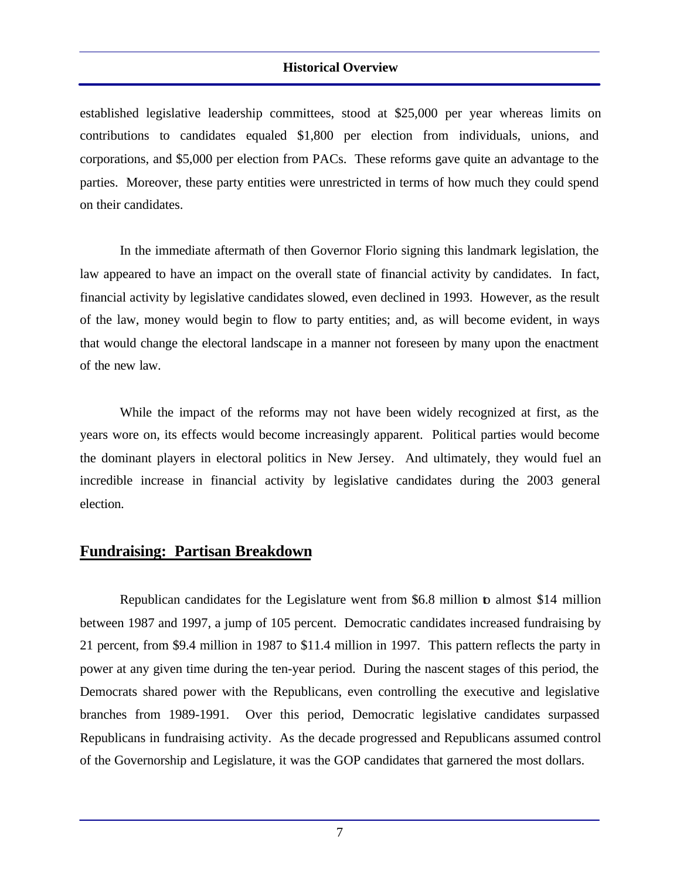established legislative leadership committees, stood at $25,000 per year whereas limits on contributions to candidates equaled $1,800 per election from individuals, unions, and corporations, and $5,000 per election from PACs. These reforms gave quite an advantage to the parties. Moreover, these party entities were unrestricted in terms of how much they could spend on their candidates.

In the immediate aftermath of then Governor Florio signing this landmark legislation, the law appeared to have an impact on the overall state of financial activity by candidates. In fact, financial activity by legislative candidates slowed, even declined in 1993. However, as the result of the law, money would begin to flow to party entities; and, as will become evident, in ways that would change the electoral landscape in a manner not foreseen by many upon the enactment of the new law.

While the impact of the reforms may not have been widely recognized at first, as the years wore on, its effects would become increasingly apparent. Political parties would become the dominant players in electoral politics in New Jersey. And ultimately, they would fuel an incredible increase in financial activity by legislative candidates during the 2003 general election.

## Fundraising: Partisan Breakdown

Republican candidates for the Legislature went from $6.8 million to almost $14 million between 1987 and 1997, a jump of 105 percent. Democratic candidates increased fundraising by 21 percent, from $9.4 million in 1987 to $11.4 million in 1997. This pattern reflects the party in power at any given time during the ten-year period. During the nascent stages of this period, the Democrats shared power with the Republicans, even controlling the executive and legislative branches from 1989-1991. Over this period, Democratic legislative candidates surpassed Republicans in fundraising activity. As the decade progressed and Republicans assumed control of the Governorship and Legislature, it was the GOP candidates that garnered the most dollars.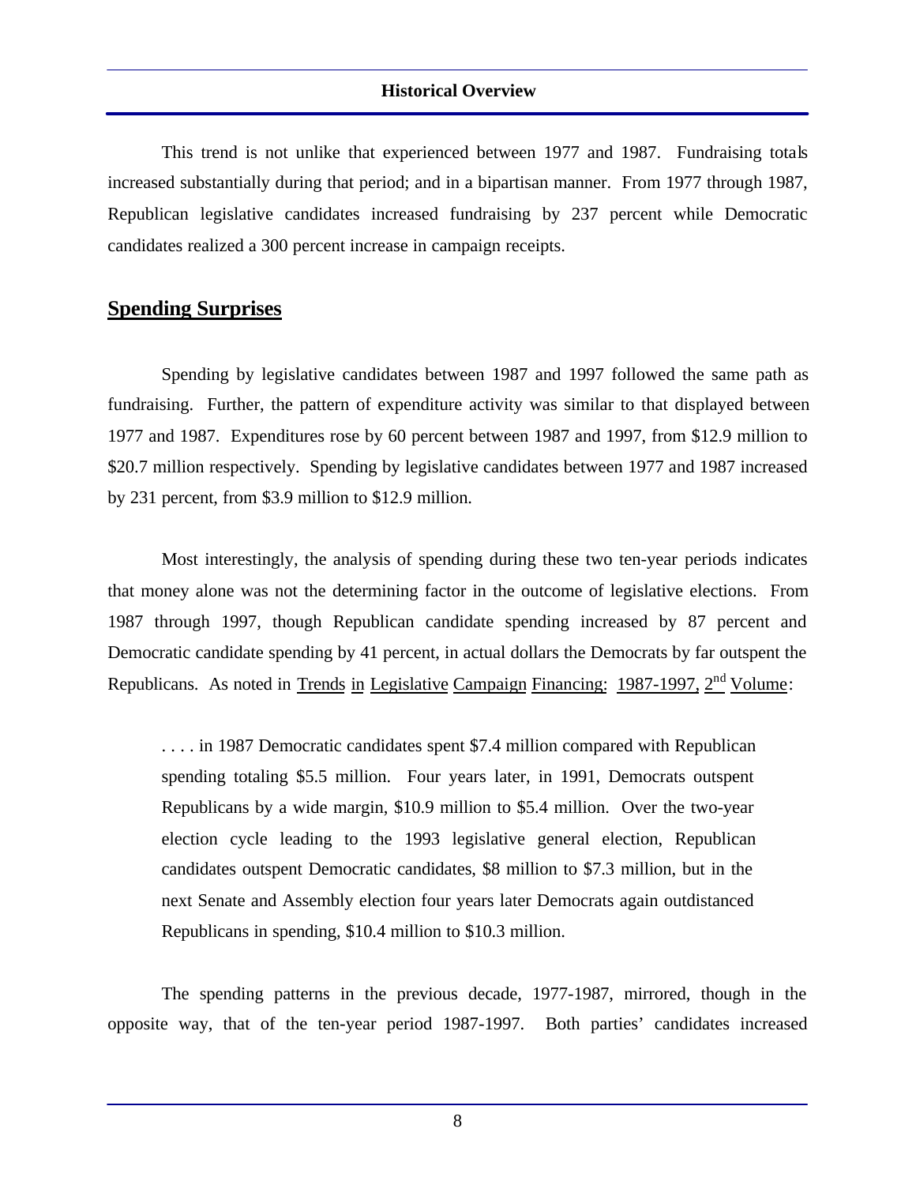This trend is not unlike that experienced between 1977 and 1987. Fundraising totals increased substantially during that period; and in a bipartisan manner. From 1977 through 1987, Republican legislative candidates increased fundraising by 237 percent while Democratic candidates realized a 300 percent increase in campaign receipts.

## Spending Surprises

Spending by legislative candidates between 1987 and 1997 followed the same path as fundraising. Further, the pattern of expenditure activity was similar to that displayed between 1977 and 1987. Expenditures rose by 60 percent between 1987 and 1997, from \$12.9 million to \$20.7 million respectively. Spending by legislative candidates between 1977 and 1987 increased by 231 percent, from \$3.9 million to \$12.9 million.

Most interestingly, the analysis of spending during these two ten-year periods indicates that money alone was not the determining factor in the outcome of legislative elections. From 1987 through 1997, though Republican candidate spending increased by 87 percent and Democratic candidate spending by 41 percent, in actual dollars the Democrats by far outspent the Republicans. As noted in Trends in Legislative Campaign Financing: 1987-1997, 2nd Volume:

> . . . . in 1987 Democratic candidates spent \$7.4 million compared with Republican spending totaling \$5.5 million. Four years later, in 1991, Democrats outspent Republicans by a wide margin, \$10.9 million to \$5.4 million. Over the two-year election cycle leading to the 1993 legislative general election, Republican candidates outspent Democratic candidates, \$8 million to \$7.3 million, but in the next Senate and Assembly election four years later Democrats again outdistanced Republicans in spending, \$10.4 million to \$10.3 million.

The spending patterns in the previous decade, 1977-1987, mirrored, though in the opposite way, that of the ten-year period 1987-1997. Both parties' candidates increased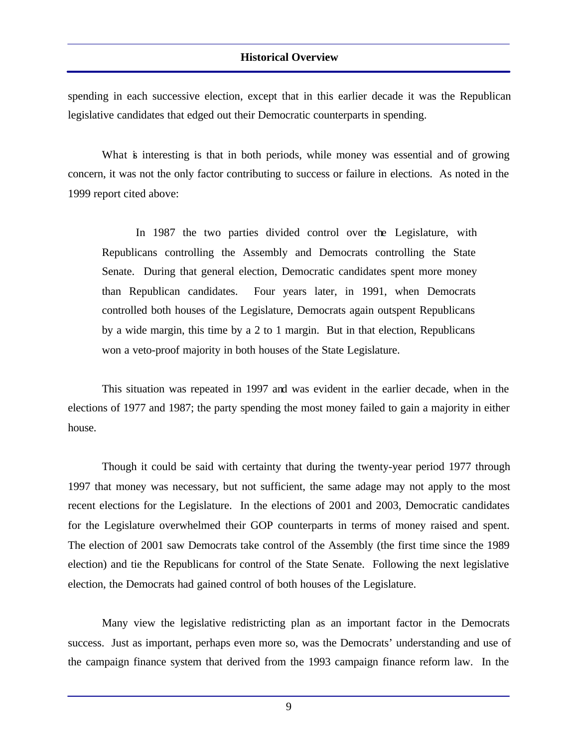spending in each successive election, except that in this earlier decade it was the Republican legislative candidates that edged out their Democratic counterparts in spending.

What is interesting is that in both periods, while money was essential and of growing concern, it was not the only factor contributing to success or failure in elections. As noted in the 1999 report cited above:

> In 1987 the two parties divided control over the Legislature, with Republicans controlling the Assembly and Democrats controlling the State Senate. During that general election, Democratic candidates spent more money than Republican candidates. Four years later, in 1991, when Democrats controlled both houses of the Legislature, Democrats again outspent Republicans by a wide margin, this time by a 2 to 1 margin. But in that election, Republicans won a veto-proof majority in both houses of the State Legislature.

This situation was repeated in 1997 and was evident in the earlier decade, when in the elections of 1977 and 1987; the party spending the most money failed to gain a majority in either house.

Though it could be said with certainty that during the twenty-year period 1977 through 1997 that money was necessary, but not sufficient, the same adage may not apply to the most recent elections for the Legislature. In the elections of 2001 and 2003, Democratic candidates for the Legislature overwhelmed their GOP counterparts in terms of money raised and spent. The election of 2001 saw Democrats take control of the Assembly (the first time since the 1989 election) and tie the Republicans for control of the State Senate. Following the next legislative election, the Democrats had gained control of both houses of the Legislature.

Many view the legislative redistricting plan as an important factor in the Democrats success. Just as important, perhaps even more so, was the Democrats' understanding and use of the campaign finance system that derived from the 1993 campaign finance reform law. In the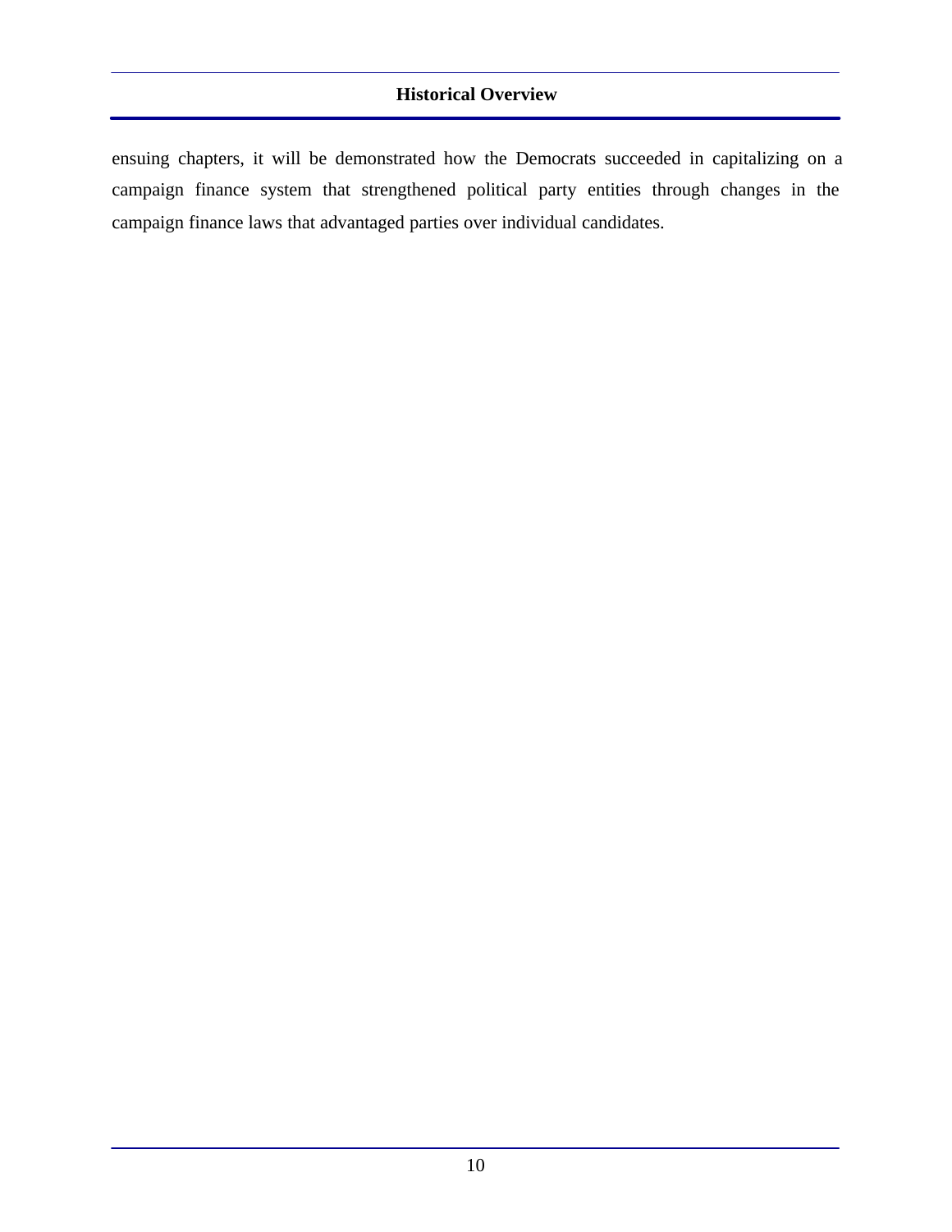ensuing chapters, it will be demonstrated how the Democrats succeeded in capitalizing on a campaign finance system that strengthened political party entities through changes in the campaign finance laws that advantaged parties over individual candidates.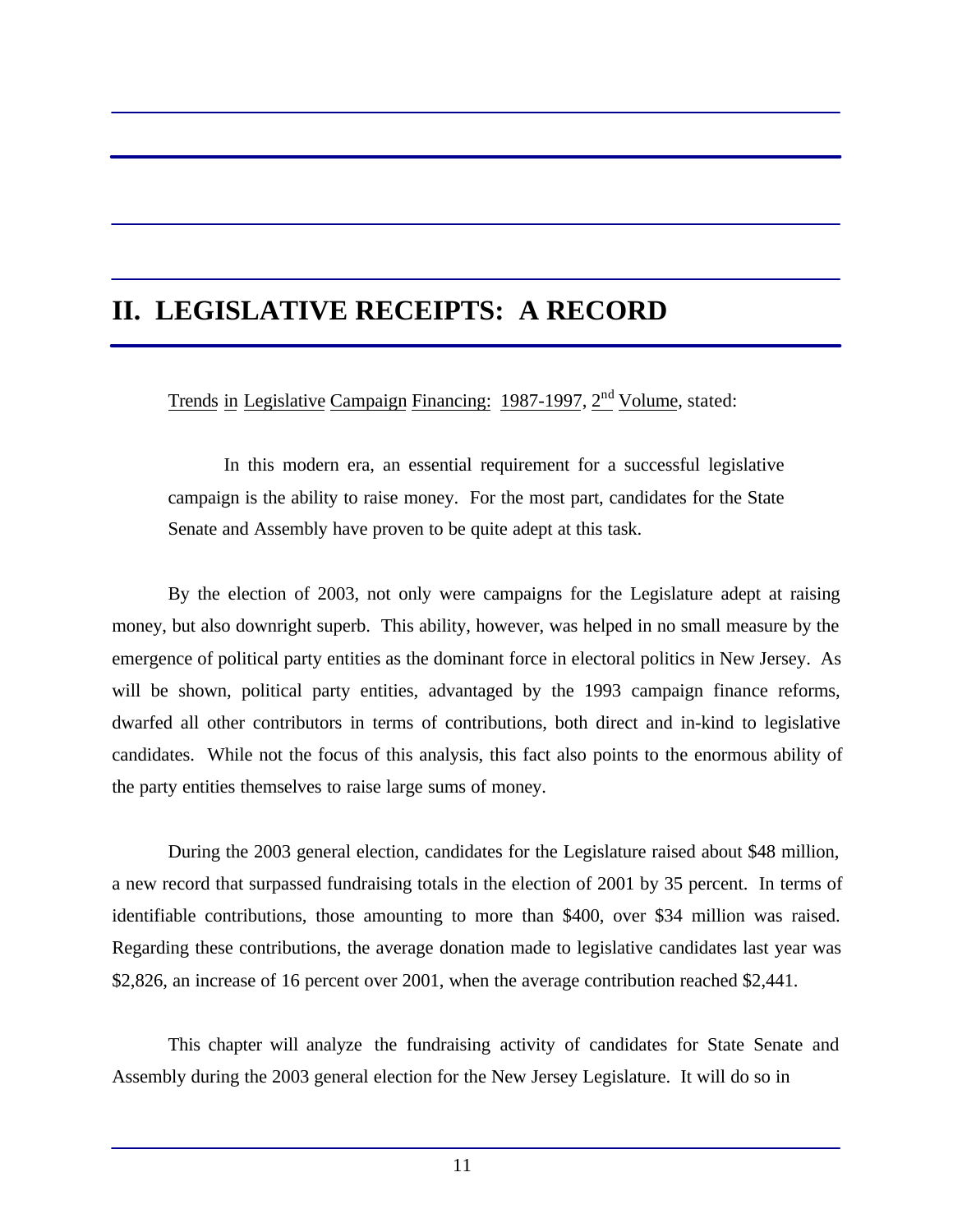# II. LEGISLATIVE RECEIPTS: A RECORD

Trends in Legislative Campaign Financing: 1987-1997, 2nd Volume, stated:

> In this modern era, an essential requirement for a successful legislative campaign is the ability to raise money. For the most part, candidates for the State Senate and Assembly have proven to be quite adept at this task.

By the election of 2003, not only were campaigns for the Legislature adept at raising money, but also downright superb. This ability, however, was helped in no small measure by the emergence of political party entities as the dominant force in electoral politics in New Jersey. As will be shown, political party entities, advantaged by the 1993 campaign finance reforms, dwarfed all other contributors in terms of contributions, both direct and in-kind to legislative candidates. While not the focus of this analysis, this fact also points to the enormous ability of the party entities themselves to raise large sums of money.

During the 2003 general election, candidates for the Legislature raised about $48 million, a new record that surpassed fundraising totals in the election of 2001 by 35 percent. In terms of identifiable contributions, those amounting to more than $400, over $34 million was raised. Regarding these contributions, the average donation made to legislative candidates last year was $2,826, an increase of 16 percent over 2001, when the average contribution reached $2,441.

This chapter will analyze the fundraising activity of candidates for State Senate and Assembly during the 2003 general election for the New Jersey Legislature. It will do so in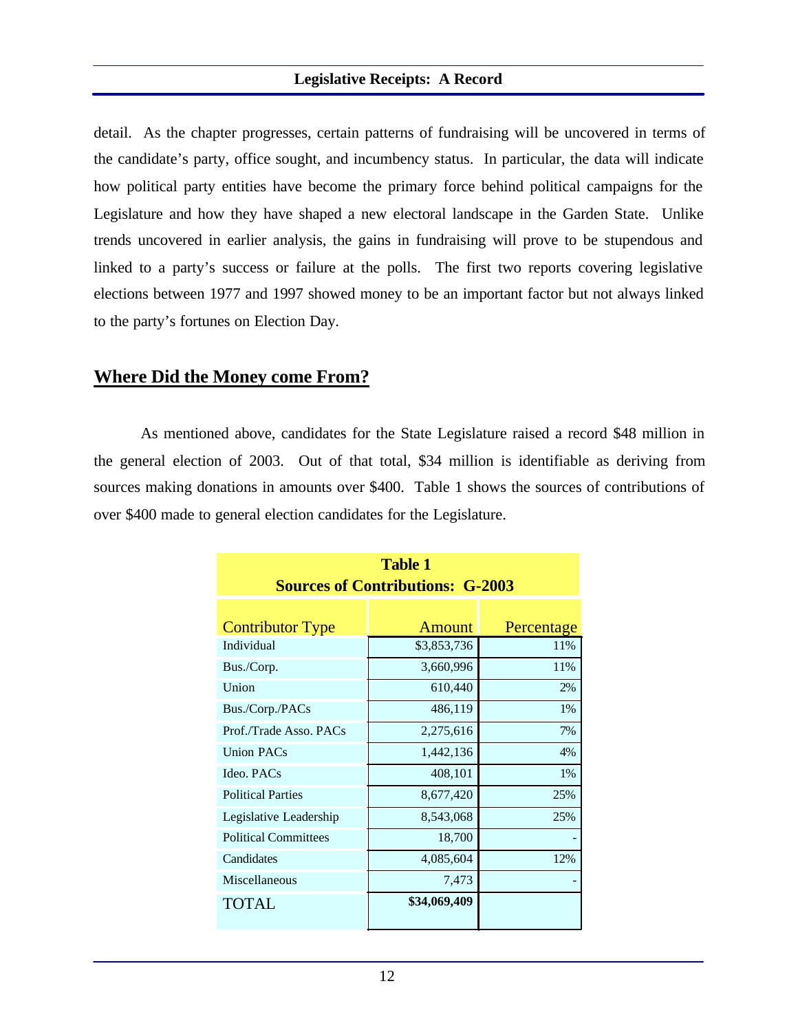detail. As the chapter progresses, certain patterns of fundraising will be uncovered in terms of the candidate's party, office sought, and incumbency status. In particular, the data will indicate how political party entities have become the primary force behind political campaigns for the Legislature and how they have shaped a new electoral landscape in the Garden State. Unlike trends uncovered in earlier analysis, the gains in fundraising will prove to be stupendous and linked to a party's success or failure at the polls. The first two reports covering legislative elections between 1977 and 1997 showed money to be an important factor but not always linked to the party's fortunes on Election Day.

## Where Did the Money come From?

As mentioned above, candidates for the State Legislature raised a record $48 million in the general election of 2003. Out of that total, $34 million is identifiable as deriving from sources making donations in amounts over $400. Table 1 shows the sources of contributions of over $400 made to general election candidates for the Legislature.

**Table 1**
**Sources of Contributions: G-2003**

| Contributor Type | Amount | Percentage |
|---|---|---|
| Individual | $3,853,736 | 11% |
| Bus./Corp. | 3,660,996 | 11% |
| Union | 610,440 | 2% |
| Bus./Corp./PACs | 486,119 | 1% |
| Prof./Trade Asso. PACs | 2,275,616 | 7% |
| Union PACs | 1,442,136 | 4% |
| Ideo. PACs | 408,101 | 1% |
| Political Parties | 8,677,420 | 25% |
| Legislative Leadership | 8,543,068 | 25% |
| Political Committees | 18,700 | - |
| Candidates | 4,085,604 | 12% |
| Miscellaneous | 7,473 | - |
| TOTAL | **$34,069,409** | |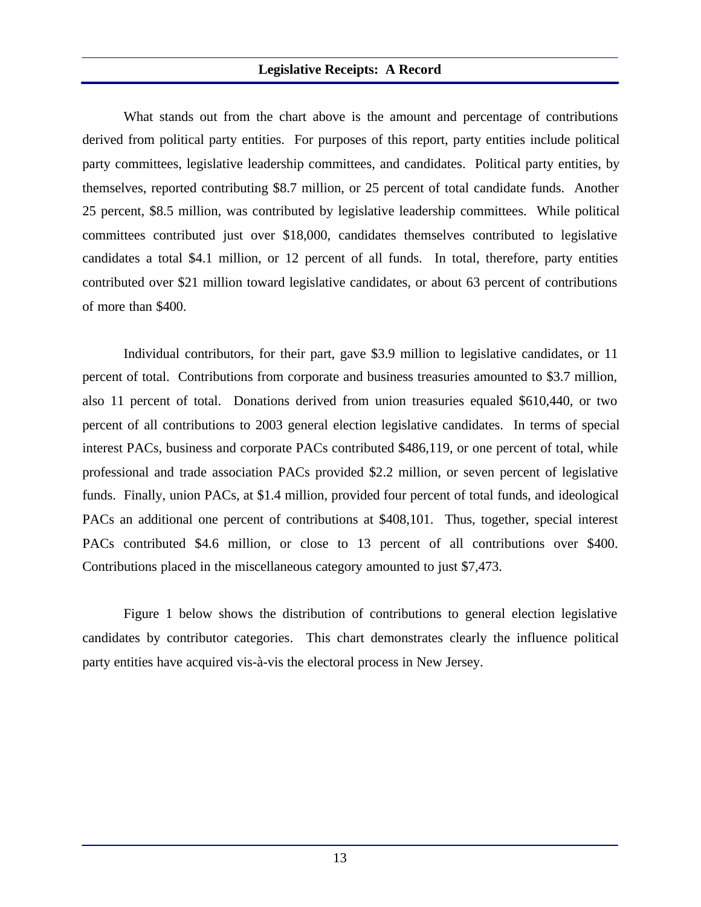What stands out from the chart above is the amount and percentage of contributions derived from political party entities. For purposes of this report, party entities include political party committees, legislative leadership committees, and candidates. Political party entities, by themselves, reported contributing $8.7 million, or 25 percent of total candidate funds. Another 25 percent, $8.5 million, was contributed by legislative leadership committees. While political committees contributed just over $18,000, candidates themselves contributed to legislative candidates a total $4.1 million, or 12 percent of all funds. In total, therefore, party entities contributed over $21 million toward legislative candidates, or about 63 percent of contributions of more than $400.

Individual contributors, for their part, gave $3.9 million to legislative candidates, or 11 percent of total. Contributions from corporate and business treasuries amounted to $3.7 million, also 11 percent of total. Donations derived from union treasuries equaled $610,440, or two percent of all contributions to 2003 general election legislative candidates. In terms of special interest PACs, business and corporate PACs contributed $486,119, or one percent of total, while professional and trade association PACs provided $2.2 million, or seven percent of legislative funds. Finally, union PACs, at $1.4 million, provided four percent of total funds, and ideological PACs an additional one percent of contributions at $408,101. Thus, together, special interest PACs contributed $4.6 million, or close to 13 percent of all contributions over $400. Contributions placed in the miscellaneous category amounted to just $7,473.

Figure 1 below shows the distribution of contributions to general election legislative candidates by contributor categories. This chart demonstrates clearly the influence political party entities have acquired vis-à-vis the electoral process in New Jersey.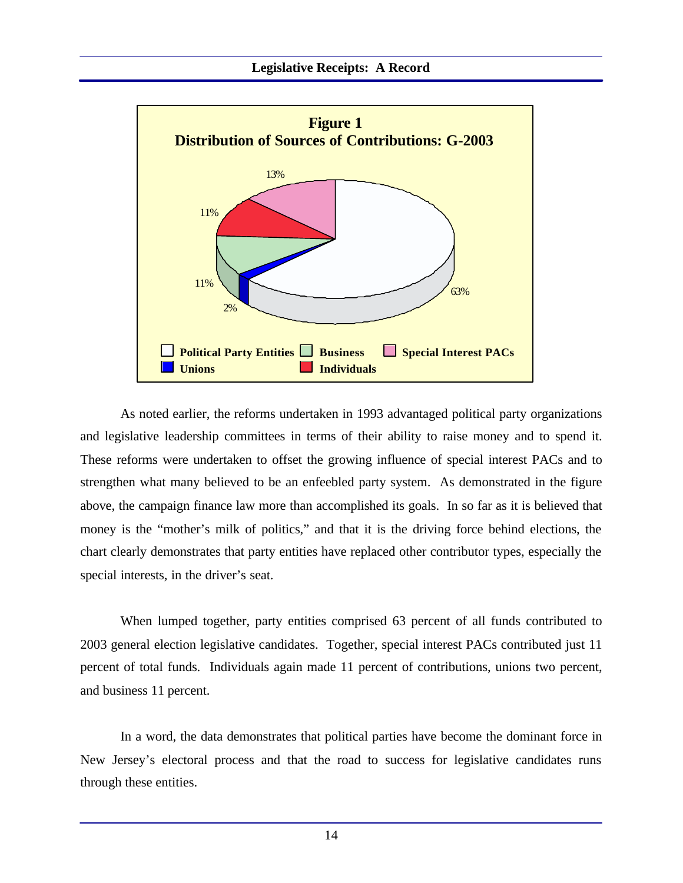**Figure 1**
**Distribution of Sources of Contributions: G-2003**

As noted earlier, the reforms undertaken in 1993 advantaged political party organizations and legislative leadership committees in terms of their ability to raise money and to spend it. These reforms were undertaken to offset the growing influence of special interest PACs and to strengthen what many believed to be an enfeebled party system. As demonstrated in the figure above, the campaign finance law more than accomplished its goals. In so far as it is believed that money is the "mother's milk of politics," and that it is the driving force behind elections, the chart clearly demonstrates that party entities have replaced other contributor types, especially the special interests, in the driver's seat.

When lumped together, party entities comprised 63 percent of all funds contributed to 2003 general election legislative candidates. Together, special interest PACs contributed just 11 percent of total funds. Individuals again made 11 percent of contributions, unions two percent, and business 11 percent.

In a word, the data demonstrates that political parties have become the dominant force in New Jersey's electoral process and that the road to success for legislative candidates runs through these entities.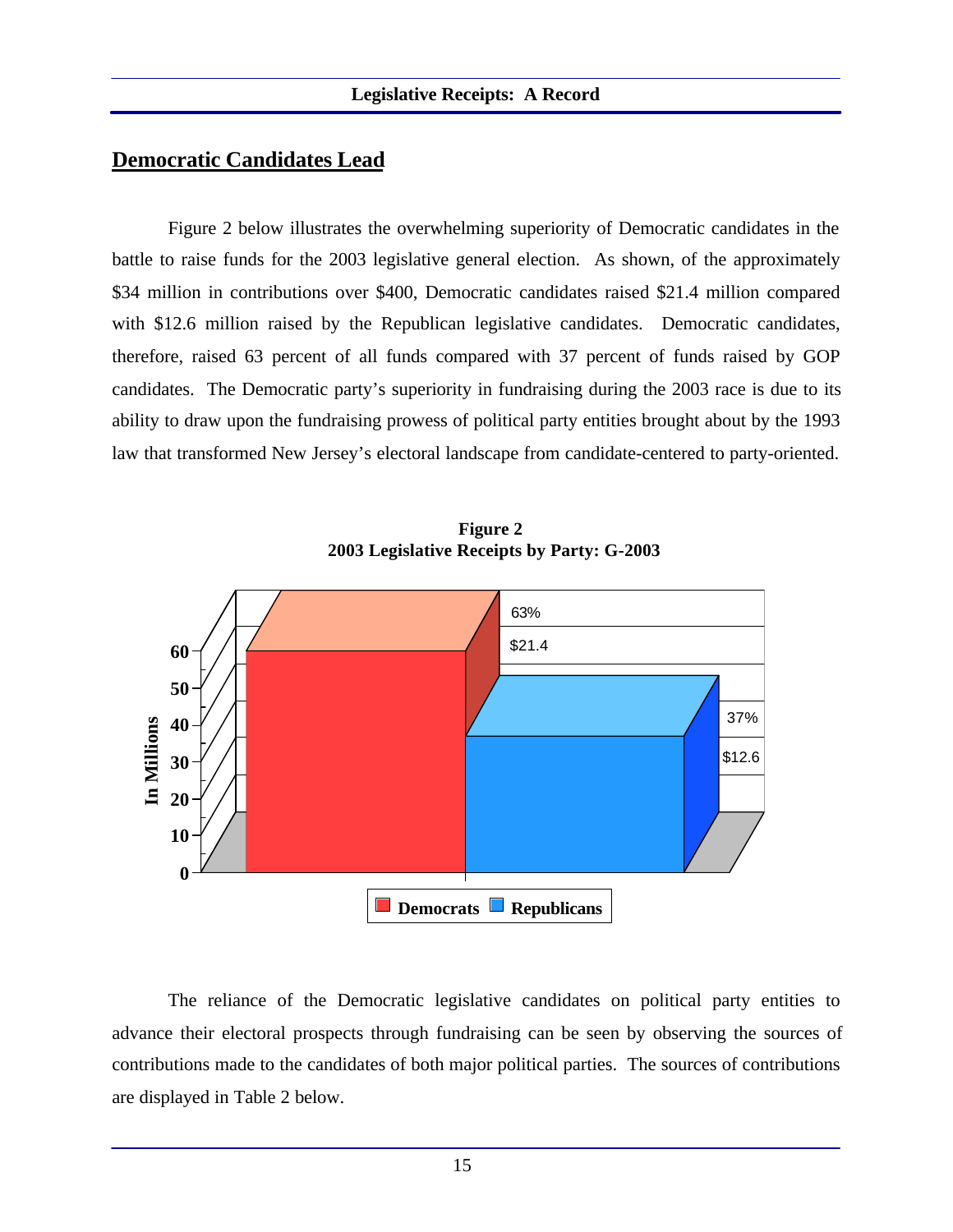## Democratic Candidates Lead

Figure 2 below illustrates the overwhelming superiority of Democratic candidates in the battle to raise funds for the 2003 legislative general election. As shown, of the approximately $34 million in contributions over $400, Democratic candidates raised $21.4 million compared with $12.6 million raised by the Republican legislative candidates. Democratic candidates, therefore, raised 63 percent of all funds compared with 37 percent of funds raised by GOP candidates. The Democratic party's superiority in fundraising during the 2003 race is due to its ability to draw upon the fundraising prowess of political party entities brought about by the 1993 law that transformed New Jersey's electoral landscape from candidate-centered to party-oriented.

**Figure 2**
**2003 Legislative Receipts by Party: G-2003**

| Party | In Millions | Percent |
|---|---|---|
| Democrats | $21.4 | 63% |
| Republicans | $12.6 | 37% |

The reliance of the Democratic legislative candidates on political party entities to advance their electoral prospects through fundraising can be seen by observing the sources of contributions made to the candidates of both major political parties. The sources of contributions are displayed in Table 2 below.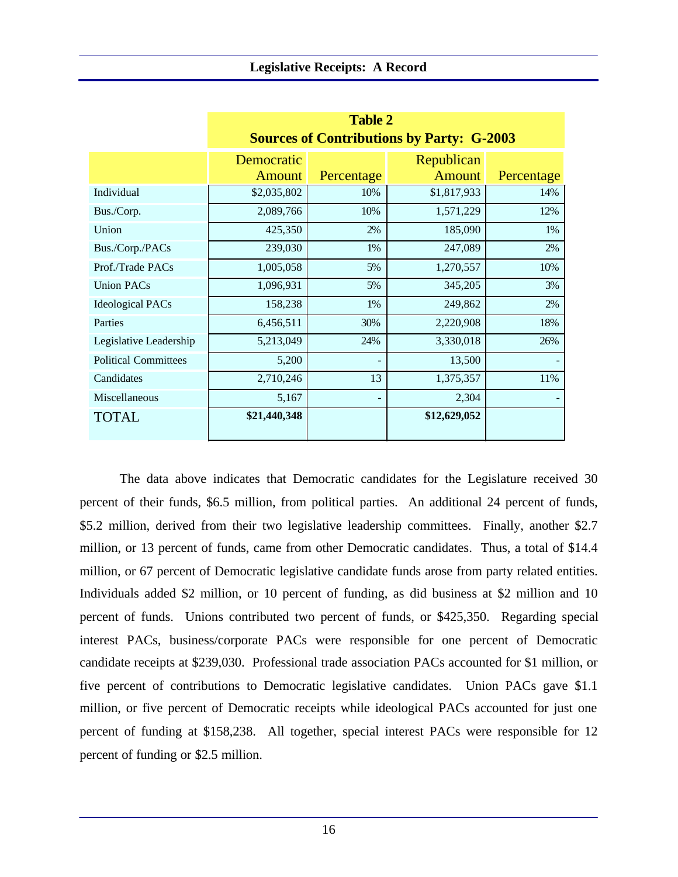**Table 2**
**Sources of Contributions by Party: G-2003**

| | Democratic Amount | Percentage | Republican Amount | Percentage |
|---|---|---|---|---|
| Individual | $2,035,802 | 10% | $1,817,933 | 14% |
| Bus./Corp. | 2,089,766 | 10% | 1,571,229 | 12% |
| Union | 425,350 | 2% | 185,090 | 1% |
| Bus./Corp./PACs | 239,030 | 1% | 247,089 | 2% |
| Prof./Trade PACs | 1,005,058 | 5% | 1,270,557 | 10% |
| Union PACs | 1,096,931 | 5% | 345,205 | 3% |
| Ideological PACs | 158,238 | 1% | 249,862 | 2% |
| Parties | 6,456,511 | 30% | 2,220,908 | 18% |
| Legislative Leadership | 5,213,049 | 24% | 3,330,018 | 26% |
| Political Committees | 5,200 | - | 13,500 | - |
| Candidates | 2,710,246 | 13 | 1,375,357 | 11% |
| Miscellaneous | 5,167 | - | 2,304 | - |
| TOTAL | **$21,440,348** | | **$12,629,052** | |

The data above indicates that Democratic candidates for the Legislature received 30 percent of their funds, $6.5 million, from political parties. An additional 24 percent of funds, $5.2 million, derived from their two legislative leadership committees. Finally, another $2.7 million, or 13 percent of funds, came from other Democratic candidates. Thus, a total of $14.4 million, or 67 percent of Democratic legislative candidate funds arose from party related entities. Individuals added $2 million, or 10 percent of funding, as did business at $2 million and 10 percent of funds. Unions contributed two percent of funds, or $425,350. Regarding special interest PACs, business/corporate PACs were responsible for one percent of Democratic candidate receipts at $239,030. Professional trade association PACs accounted for $1 million, or five percent of contributions to Democratic legislative candidates. Union PACs gave $1.1 million, or five percent of Democratic receipts while ideological PACs accounted for just one percent of funding at $158,238. All together, special interest PACs were responsible for 12 percent of funding or $2.5 million.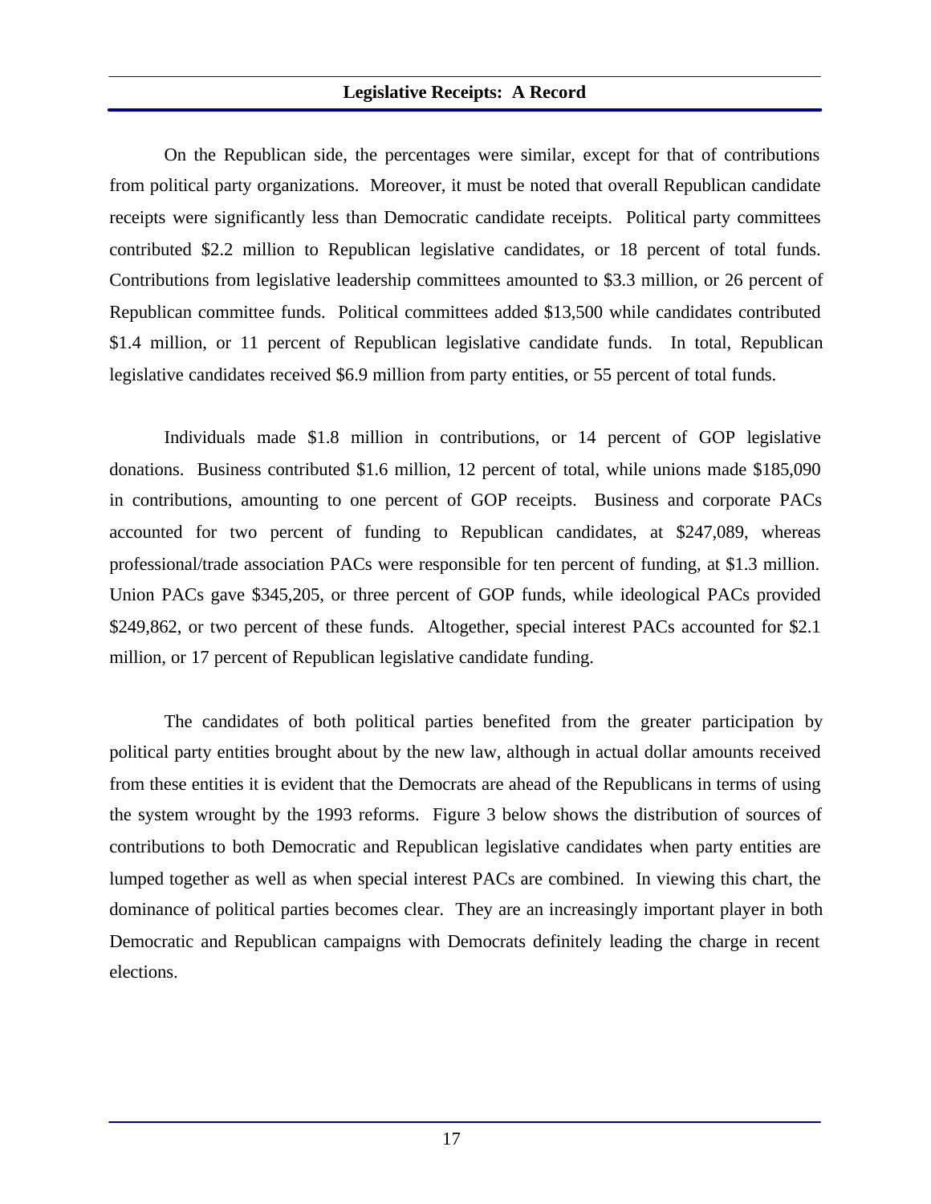On the Republican side, the percentages were similar, except for that of contributions from political party organizations. Moreover, it must be noted that overall Republican candidate receipts were significantly less than Democratic candidate receipts. Political party committees contributed $2.2 million to Republican legislative candidates, or 18 percent of total funds. Contributions from legislative leadership committees amounted to $3.3 million, or 26 percent of Republican committee funds. Political committees added $13,500 while candidates contributed $1.4 million, or 11 percent of Republican legislative candidate funds. In total, Republican legislative candidates received $6.9 million from party entities, or 55 percent of total funds.

Individuals made $1.8 million in contributions, or 14 percent of GOP legislative donations. Business contributed $1.6 million, 12 percent of total, while unions made $185,090 in contributions, amounting to one percent of GOP receipts. Business and corporate PACs accounted for two percent of funding to Republican candidates, at $247,089, whereas professional/trade association PACs were responsible for ten percent of funding, at $1.3 million. Union PACs gave $345,205, or three percent of GOP funds, while ideological PACs provided $249,862, or two percent of these funds. Altogether, special interest PACs accounted for $2.1 million, or 17 percent of Republican legislative candidate funding.

The candidates of both political parties benefited from the greater participation by political party entities brought about by the new law, although in actual dollar amounts received from these entities it is evident that the Democrats are ahead of the Republicans in terms of using the system wrought by the 1993 reforms. Figure 3 below shows the distribution of sources of contributions to both Democratic and Republican legislative candidates when party entities are lumped together as well as when special interest PACs are combined. In viewing this chart, the dominance of political parties becomes clear. They are an increasingly important player in both Democratic and Republican campaigns with Democrats definitely leading the charge in recent elections.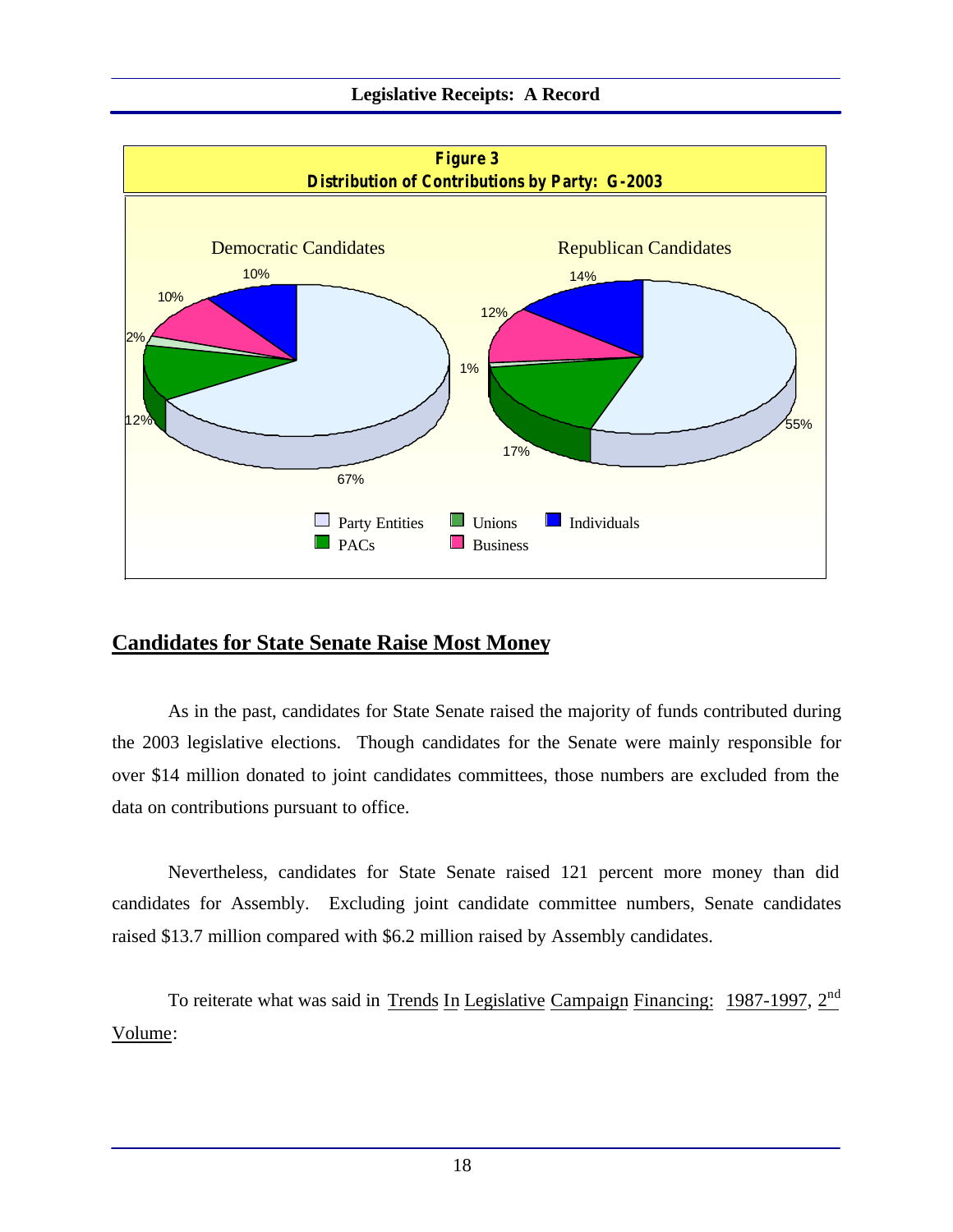**Figure 3**
**Distribution of Contributions by Party: G-2003**

Democratic Candidates: Party Entities 67%, PACs 12%, Unions 2%, Business 10%, Individuals 10%

Republican Candidates: Party Entities 55%, PACs 17%, Unions 1%, Business 12%, Individuals 14%

## Candidates for State Senate Raise Most Money

As in the past, candidates for State Senate raised the majority of funds contributed during the 2003 legislative elections. Though candidates for the Senate were mainly responsible for over $14 million donated to joint candidates committees, those numbers are excluded from the data on contributions pursuant to office.

Nevertheless, candidates for State Senate raised 121 percent more money than did candidates for Assembly. Excluding joint candidate committee numbers, Senate candidates raised $13.7 million compared with $6.2 million raised by Assembly candidates.

To reiterate what was said in Trends In Legislative Campaign Financing: 1987-1997, 2nd Volume: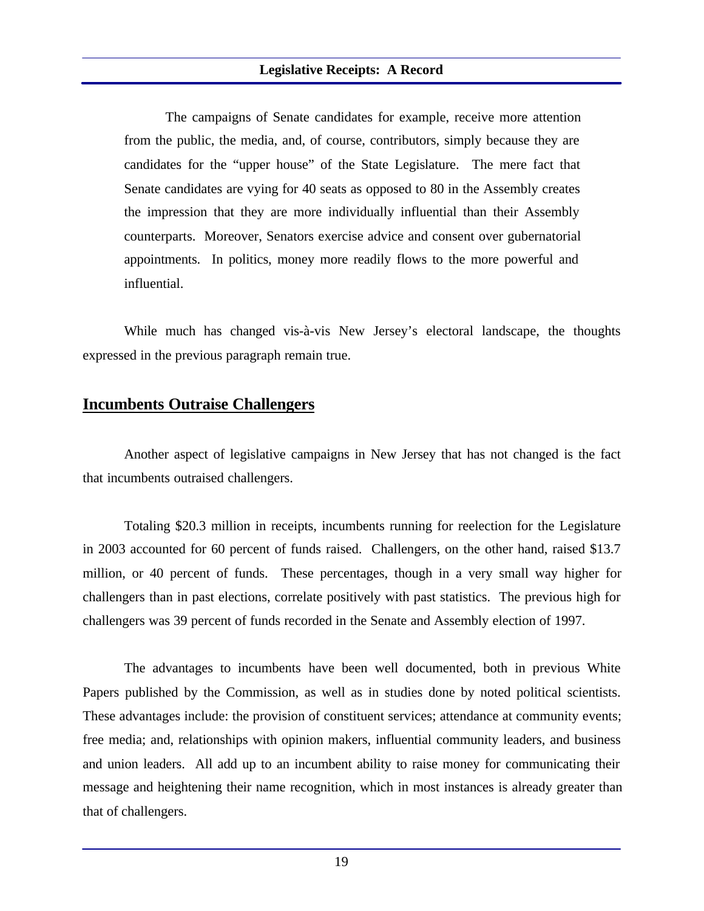> The campaigns of Senate candidates for example, receive more attention from the public, the media, and, of course, contributors, simply because they are candidates for the "upper house" of the State Legislature. The mere fact that Senate candidates are vying for 40 seats as opposed to 80 in the Assembly creates the impression that they are more individually influential than their Assembly counterparts. Moreover, Senators exercise advice and consent over gubernatorial appointments. In politics, money more readily flows to the more powerful and influential.

While much has changed vis-à-vis New Jersey's electoral landscape, the thoughts expressed in the previous paragraph remain true.

## Incumbents Outraise Challengers

Another aspect of legislative campaigns in New Jersey that has not changed is the fact that incumbents outraised challengers.

Totaling $20.3 million in receipts, incumbents running for reelection for the Legislature in 2003 accounted for 60 percent of funds raised. Challengers, on the other hand, raised $13.7 million, or 40 percent of funds. These percentages, though in a very small way higher for challengers than in past elections, correlate positively with past statistics. The previous high for challengers was 39 percent of funds recorded in the Senate and Assembly election of 1997.

The advantages to incumbents have been well documented, both in previous White Papers published by the Commission, as well as in studies done by noted political scientists. These advantages include: the provision of constituent services; attendance at community events; free media; and, relationships with opinion makers, influential community leaders, and business and union leaders. All add up to an incumbent ability to raise money for communicating their message and heightening their name recognition, which in most instances is already greater than that of challengers.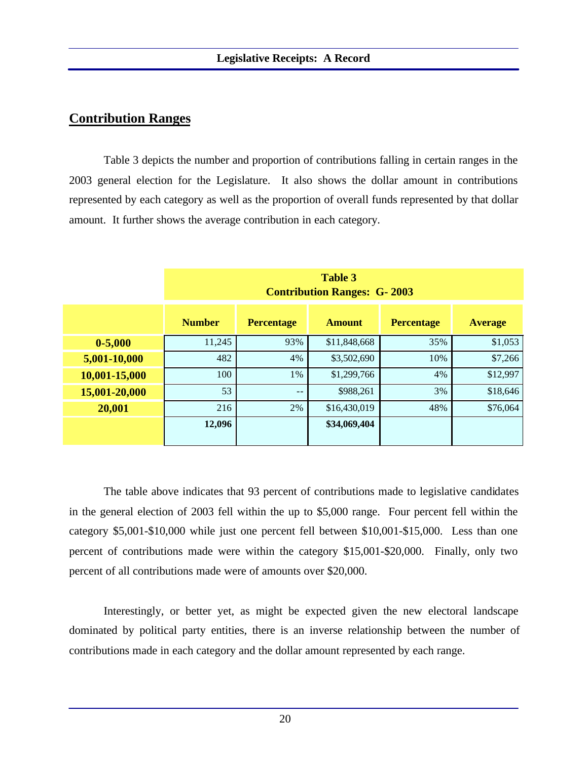## Contribution Ranges

Table 3 depicts the number and proportion of contributions falling in certain ranges in the 2003 general election for the Legislature. It also shows the dollar amount in contributions represented by each category as well as the proportion of overall funds represented by that dollar amount. It further shows the average contribution in each category.

**Table 3**
**Contribution Ranges: G- 2003**

| | Number | Percentage | Amount | Percentage | Average |
|---|---|---|---|---|---|
| **0-5,000** | 11,245 | 93% | $11,848,668 | 35% | $1,053 |
| **5,001-10,000** | 482 | 4% | $3,502,690 | 10% | $7,266 |
| **10,001-15,000** | 100 | 1% | $1,299,766 | 4% | $12,997 |
| **15,001-20,000** | 53 | -- | $988,261 | 3% | $18,646 |
| **20,001** | 216 | 2% | $16,430,019 | 48% | $76,064 |
| | **12,096** | | **$34,069,404** | | |

The table above indicates that 93 percent of contributions made to legislative candidates in the general election of 2003 fell within the up to $5,000 range. Four percent fell within the category $5,001-$10,000 while just one percent fell between $10,001-$15,000. Less than one percent of contributions made were within the category $15,001-$20,000. Finally, only two percent of all contributions made were of amounts over $20,000.

Interestingly, or better yet, as might be expected given the new electoral landscape dominated by political party entities, there is an inverse relationship between the number of contributions made in each category and the dollar amount represented by each range.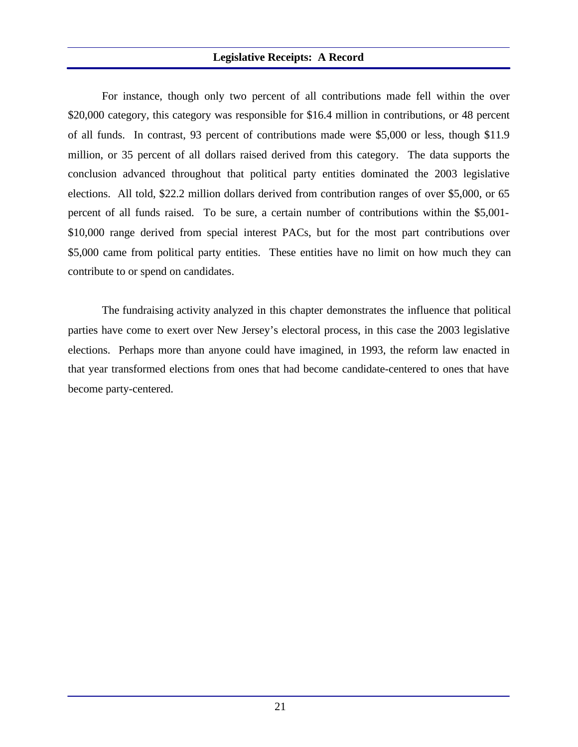For instance, though only two percent of all contributions made fell within the over $20,000 category, this category was responsible for $16.4 million in contributions, or 48 percent of all funds. In contrast, 93 percent of contributions made were $5,000 or less, though $11.9 million, or 35 percent of all dollars raised derived from this category. The data supports the conclusion advanced throughout that political party entities dominated the 2003 legislative elections. All told, $22.2 million dollars derived from contribution ranges of over $5,000, or 65 percent of all funds raised. To be sure, a certain number of contributions within the $5,001-$10,000 range derived from special interest PACs, but for the most part contributions over $5,000 came from political party entities. These entities have no limit on how much they can contribute to or spend on candidates.

The fundraising activity analyzed in this chapter demonstrates the influence that political parties have come to exert over New Jersey's electoral process, in this case the 2003 legislative elections. Perhaps more than anyone could have imagined, in 1993, the reform law enacted in that year transformed elections from ones that had become candidate-centered to ones that have become party-centered.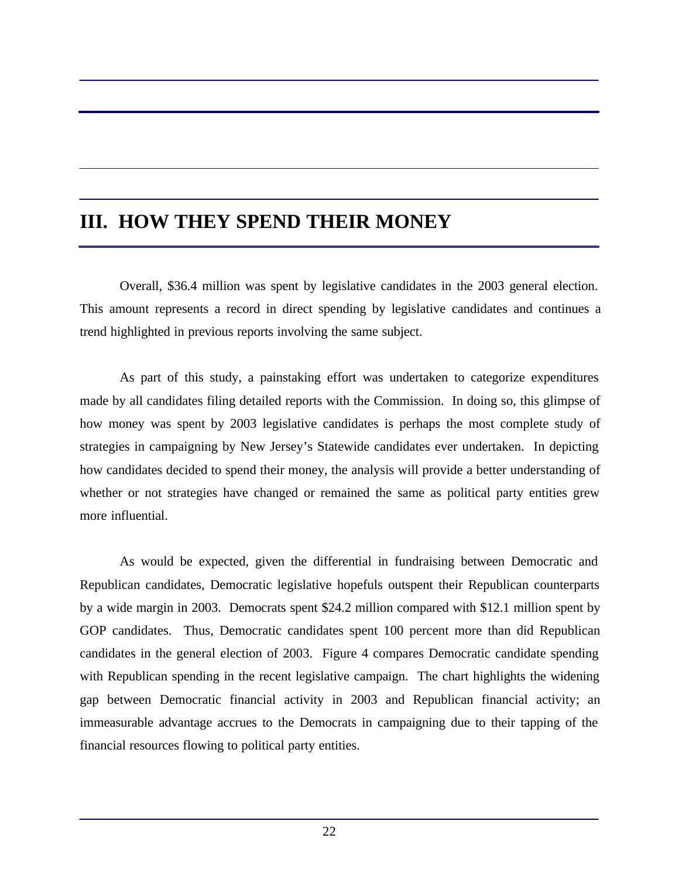# III. HOW THEY SPEND THEIR MONEY

Overall, $36.4 million was spent by legislative candidates in the 2003 general election. This amount represents a record in direct spending by legislative candidates and continues a trend highlighted in previous reports involving the same subject.

As part of this study, a painstaking effort was undertaken to categorize expenditures made by all candidates filing detailed reports with the Commission. In doing so, this glimpse of how money was spent by 2003 legislative candidates is perhaps the most complete study of strategies in campaigning by New Jersey's Statewide candidates ever undertaken. In depicting how candidates decided to spend their money, the analysis will provide a better understanding of whether or not strategies have changed or remained the same as political party entities grew more influential.

As would be expected, given the differential in fundraising between Democratic and Republican candidates, Democratic legislative hopefuls outspent their Republican counterparts by a wide margin in 2003. Democrats spent $24.2 million compared with $12.1 million spent by GOP candidates. Thus, Democratic candidates spent 100 percent more than did Republican candidates in the general election of 2003. Figure 4 compares Democratic candidate spending with Republican spending in the recent legislative campaign. The chart highlights the widening gap between Democratic financial activity in 2003 and Republican financial activity; an immeasurable advantage accrues to the Democrats in campaigning due to their tapping of the financial resources flowing to political party entities.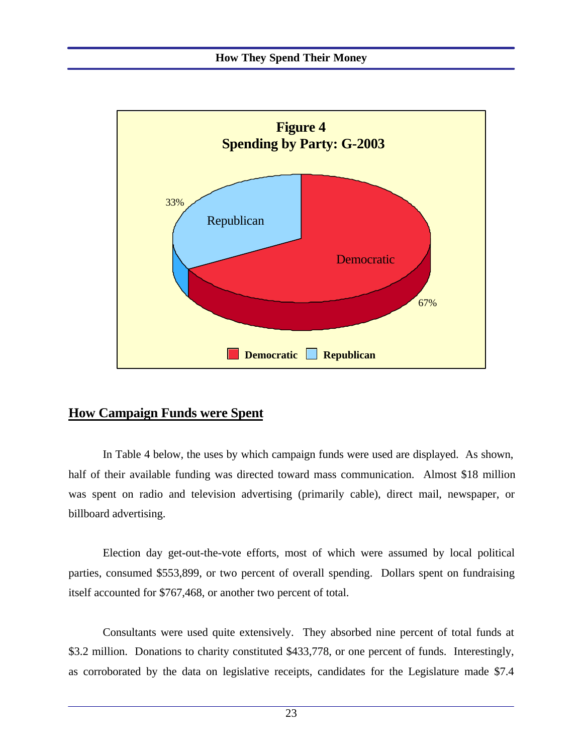**Figure 4**
**Spending by Party: G-2003**

33% Republican

Democratic 67%

Democratic Republican

## How Campaign Funds were Spent

In Table 4 below, the uses by which campaign funds were used are displayed. As shown, half of their available funding was directed toward mass communication. Almost $18 million was spent on radio and television advertising (primarily cable), direct mail, newspaper, or billboard advertising.

Election day get-out-the-vote efforts, most of which were assumed by local political parties, consumed $553,899, or two percent of overall spending. Dollars spent on fundraising itself accounted for $767,468, or another two percent of total.

Consultants were used quite extensively. They absorbed nine percent of total funds at $3.2 million. Donations to charity constituted $433,778, or one percent of funds. Interestingly, as corroborated by the data on legislative receipts, candidates for the Legislature made $7.4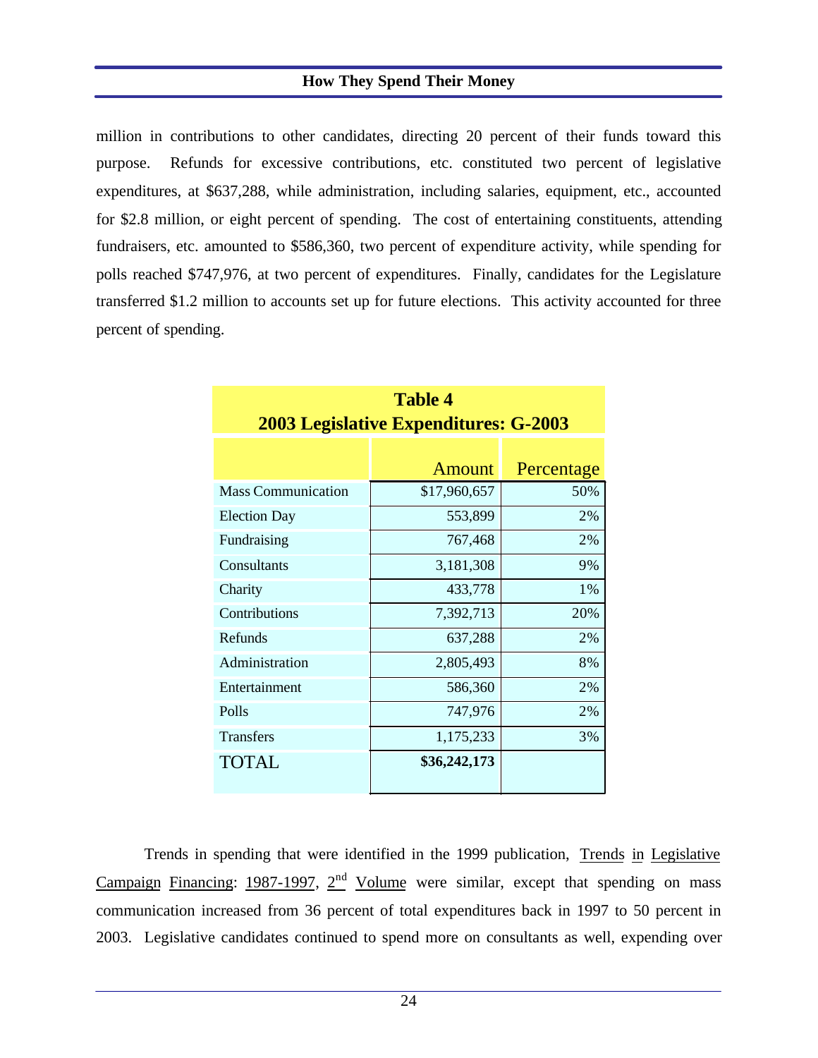million in contributions to other candidates, directing 20 percent of their funds toward this purpose. Refunds for excessive contributions, etc. constituted two percent of legislative expenditures, at $637,288, while administration, including salaries, equipment, etc., accounted for $2.8 million, or eight percent of spending. The cost of entertaining constituents, attending fundraisers, etc. amounted to $586,360, two percent of expenditure activity, while spending for polls reached $747,976, at two percent of expenditures. Finally, candidates for the Legislature transferred $1.2 million to accounts set up for future elections. This activity accounted for three percent of spending.

**Table 4**
**2003 Legislative Expenditures: G-2003**

| | Amount | Percentage |
|---|---|---|
| Mass Communication | $17,960,657 | 50% |
| Election Day | 553,899 | 2% |
| Fundraising | 767,468 | 2% |
| Consultants | 3,181,308 | 9% |
| Charity | 433,778 | 1% |
| Contributions | 7,392,713 | 20% |
| Refunds | 637,288 | 2% |
| Administration | 2,805,493 | 8% |
| Entertainment | 586,360 | 2% |
| Polls | 747,976 | 2% |
| Transfers | 1,175,233 | 3% |
| TOTAL | **$36,242,173** | |

Trends in spending that were identified in the 1999 publication, Trends in Legislative Campaign Financing: 1987-1997, 2nd Volume were similar, except that spending on mass communication increased from 36 percent of total expenditures back in 1997 to 50 percent in 2003. Legislative candidates continued to spend more on consultants as well, expending over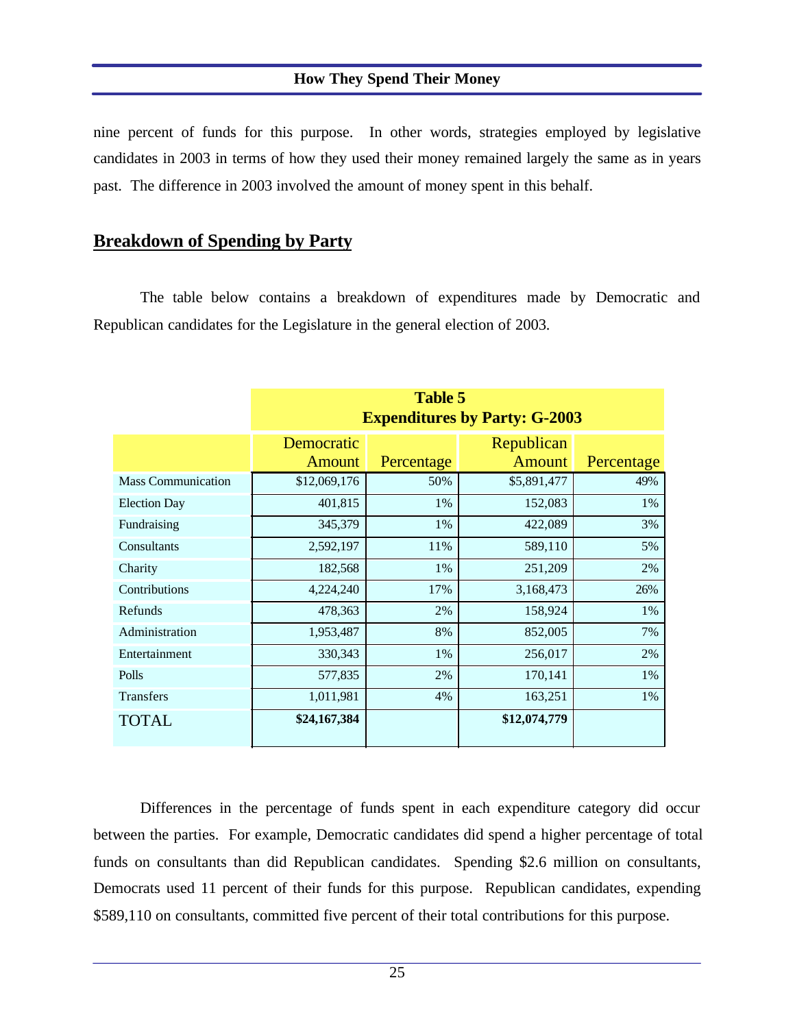nine percent of funds for this purpose. In other words, strategies employed by legislative candidates in 2003 in terms of how they used their money remained largely the same as in years past. The difference in 2003 involved the amount of money spent in this behalf.

## Breakdown of Spending by Party

The table below contains a breakdown of expenditures made by Democratic and Republican candidates for the Legislature in the general election of 2003.

**Table 5**
**Expenditures by Party: G-2003**

| | Democratic Amount | Percentage | Republican Amount | Percentage |
|---|---|---|---|---|
| Mass Communication | $12,069,176 | 50% | $5,891,477 | 49% |
| Election Day | 401,815 | 1% | 152,083 | 1% |
| Fundraising | 345,379 | 1% | 422,089 | 3% |
| Consultants | 2,592,197 | 11% | 589,110 | 5% |
| Charity | 182,568 | 1% | 251,209 | 2% |
| Contributions | 4,224,240 | 17% | 3,168,473 | 26% |
| Refunds | 478,363 | 2% | 158,924 | 1% |
| Administration | 1,953,487 | 8% | 852,005 | 7% |
| Entertainment | 330,343 | 1% | 256,017 | 2% |
| Polls | 577,835 | 2% | 170,141 | 1% |
| Transfers | 1,011,981 | 4% | 163,251 | 1% |
| TOTAL | **$24,167,384** | | **$12,074,779** | |

Differences in the percentage of funds spent in each expenditure category did occur between the parties. For example, Democratic candidates did spend a higher percentage of total funds on consultants than did Republican candidates. Spending $2.6 million on consultants, Democrats used 11 percent of their funds for this purpose. Republican candidates, expending $589,110 on consultants, committed five percent of their total contributions for this purpose.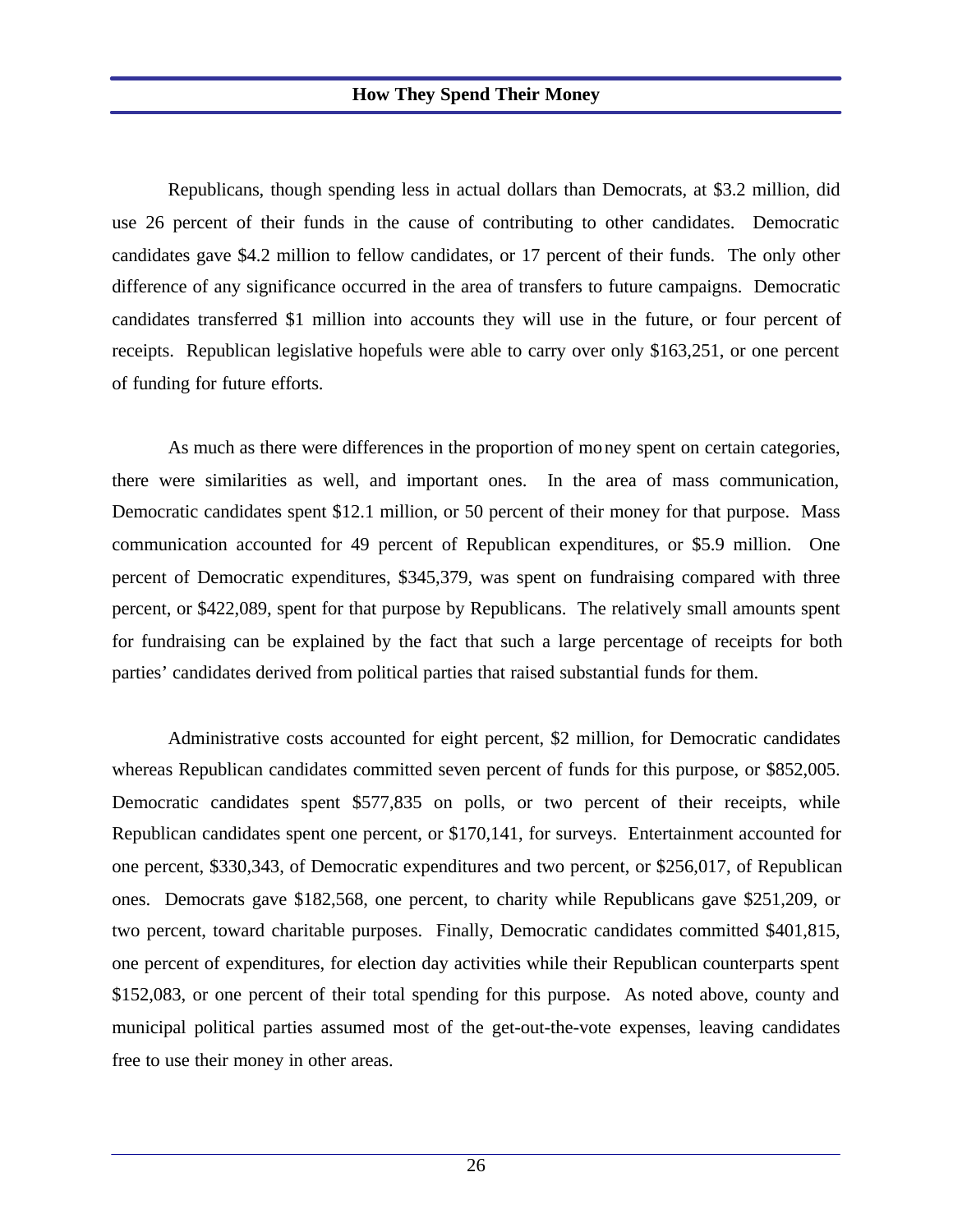Republicans, though spending less in actual dollars than Democrats, at $3.2 million, did use 26 percent of their funds in the cause of contributing to other candidates. Democratic candidates gave $4.2 million to fellow candidates, or 17 percent of their funds. The only other difference of any significance occurred in the area of transfers to future campaigns. Democratic candidates transferred $1 million into accounts they will use in the future, or four percent of receipts. Republican legislative hopefuls were able to carry over only $163,251, or one percent of funding for future efforts.

As much as there were differences in the proportion of money spent on certain categories, there were similarities as well, and important ones. In the area of mass communication, Democratic candidates spent $12.1 million, or 50 percent of their money for that purpose. Mass communication accounted for 49 percent of Republican expenditures, or $5.9 million. One percent of Democratic expenditures, $345,379, was spent on fundraising compared with three percent, or $422,089, spent for that purpose by Republicans. The relatively small amounts spent for fundraising can be explained by the fact that such a large percentage of receipts for both parties' candidates derived from political parties that raised substantial funds for them.

Administrative costs accounted for eight percent, $2 million, for Democratic candidates whereas Republican candidates committed seven percent of funds for this purpose, or $852,005. Democratic candidates spent $577,835 on polls, or two percent of their receipts, while Republican candidates spent one percent, or $170,141, for surveys. Entertainment accounted for one percent, $330,343, of Democratic expenditures and two percent, or $256,017, of Republican ones. Democrats gave $182,568, one percent, to charity while Republicans gave $251,209, or two percent, toward charitable purposes. Finally, Democratic candidates committed $401,815, one percent of expenditures, for election day activities while their Republican counterparts spent $152,083, or one percent of their total spending for this purpose. As noted above, county and municipal political parties assumed most of the get-out-the-vote expenses, leaving candidates free to use their money in other areas.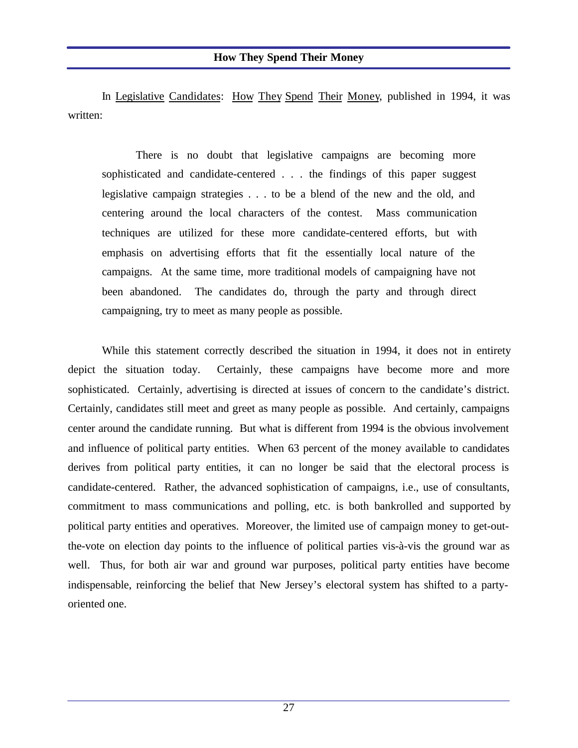## How They Spend Their Money

In Legislative Candidates: How They Spend Their Money, published in 1994, it was written:

> There is no doubt that legislative campaigns are becoming more sophisticated and candidate-centered . . . the findings of this paper suggest legislative campaign strategies . . . to be a blend of the new and the old, and centering around the local characters of the contest. Mass communication techniques are utilized for these more candidate-centered efforts, but with emphasis on advertising efforts that fit the essentially local nature of the campaigns. At the same time, more traditional models of campaigning have not been abandoned. The candidates do, through the party and through direct campaigning, try to meet as many people as possible.

While this statement correctly described the situation in 1994, it does not in entirety depict the situation today. Certainly, these campaigns have become more and more sophisticated. Certainly, advertising is directed at issues of concern to the candidate's district. Certainly, candidates still meet and greet as many people as possible. And certainly, campaigns center around the candidate running. But what is different from 1994 is the obvious involvement and influence of political party entities. When 63 percent of the money available to candidates derives from political party entities, it can no longer be said that the electoral process is candidate-centered. Rather, the advanced sophistication of campaigns, i.e., use of consultants, commitment to mass communications and polling, etc. is both bankrolled and supported by political party entities and operatives. Moreover, the limited use of campaign money to get-out-the-vote on election day points to the influence of political parties vis-à-vis the ground war as well. Thus, for both air war and ground war purposes, political party entities have become indispensable, reinforcing the belief that New Jersey's electoral system has shifted to a party-oriented one.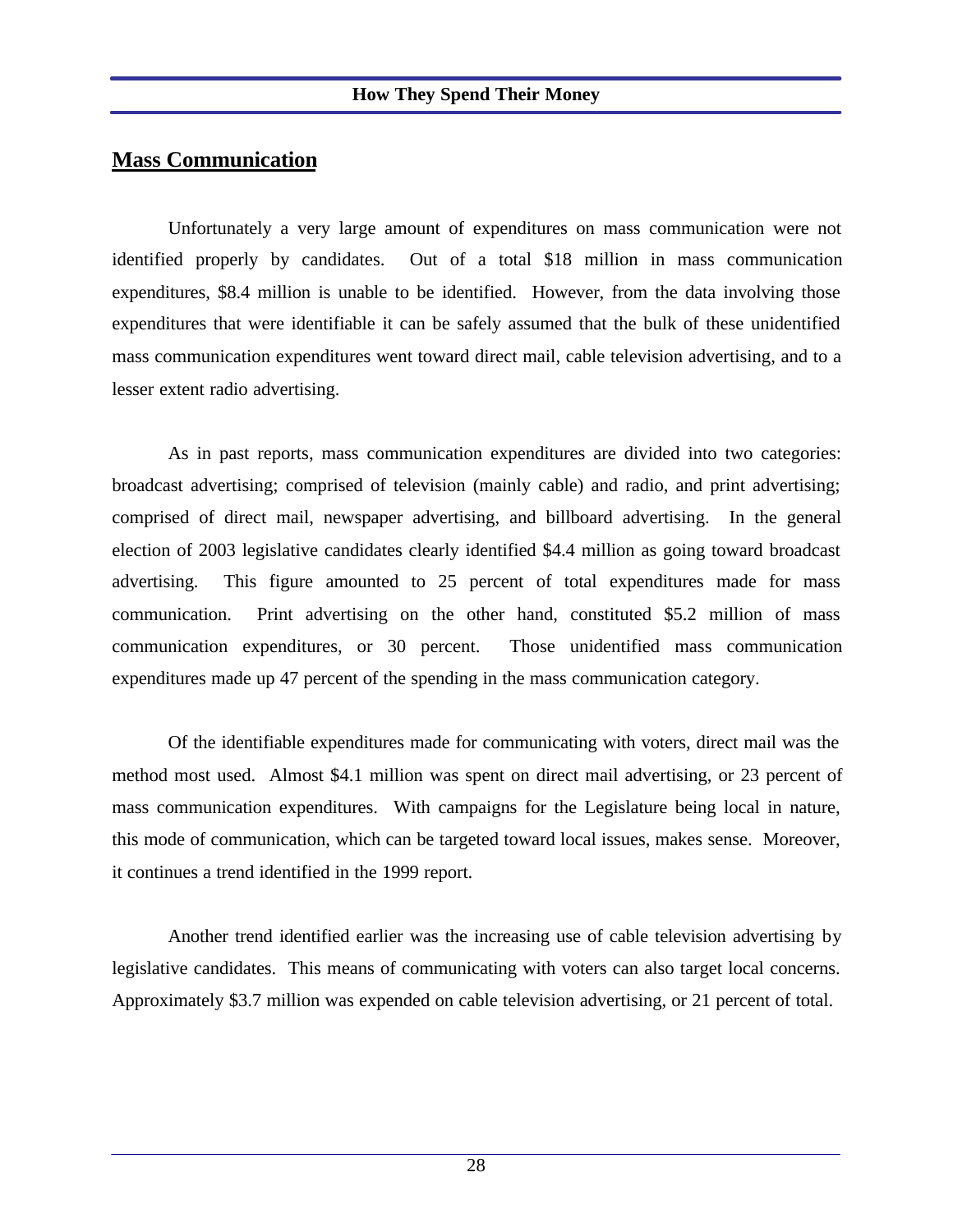## Mass Communication

Unfortunately a very large amount of expenditures on mass communication were not identified properly by candidates. Out of a total $18 million in mass communication expenditures, $8.4 million is unable to be identified. However, from the data involving those expenditures that were identifiable it can be safely assumed that the bulk of these unidentified mass communication expenditures went toward direct mail, cable television advertising, and to a lesser extent radio advertising.

As in past reports, mass communication expenditures are divided into two categories: broadcast advertising; comprised of television (mainly cable) and radio, and print advertising; comprised of direct mail, newspaper advertising, and billboard advertising. In the general election of 2003 legislative candidates clearly identified $4.4 million as going toward broadcast advertising. This figure amounted to 25 percent of total expenditures made for mass communication. Print advertising on the other hand, constituted $5.2 million of mass communication expenditures, or 30 percent. Those unidentified mass communication expenditures made up 47 percent of the spending in the mass communication category.

Of the identifiable expenditures made for communicating with voters, direct mail was the method most used. Almost $4.1 million was spent on direct mail advertising, or 23 percent of mass communication expenditures. With campaigns for the Legislature being local in nature, this mode of communication, which can be targeted toward local issues, makes sense. Moreover, it continues a trend identified in the 1999 report.

Another trend identified earlier was the increasing use of cable television advertising by legislative candidates. This means of communicating with voters can also target local concerns. Approximately $3.7 million was expended on cable television advertising, or 21 percent of total.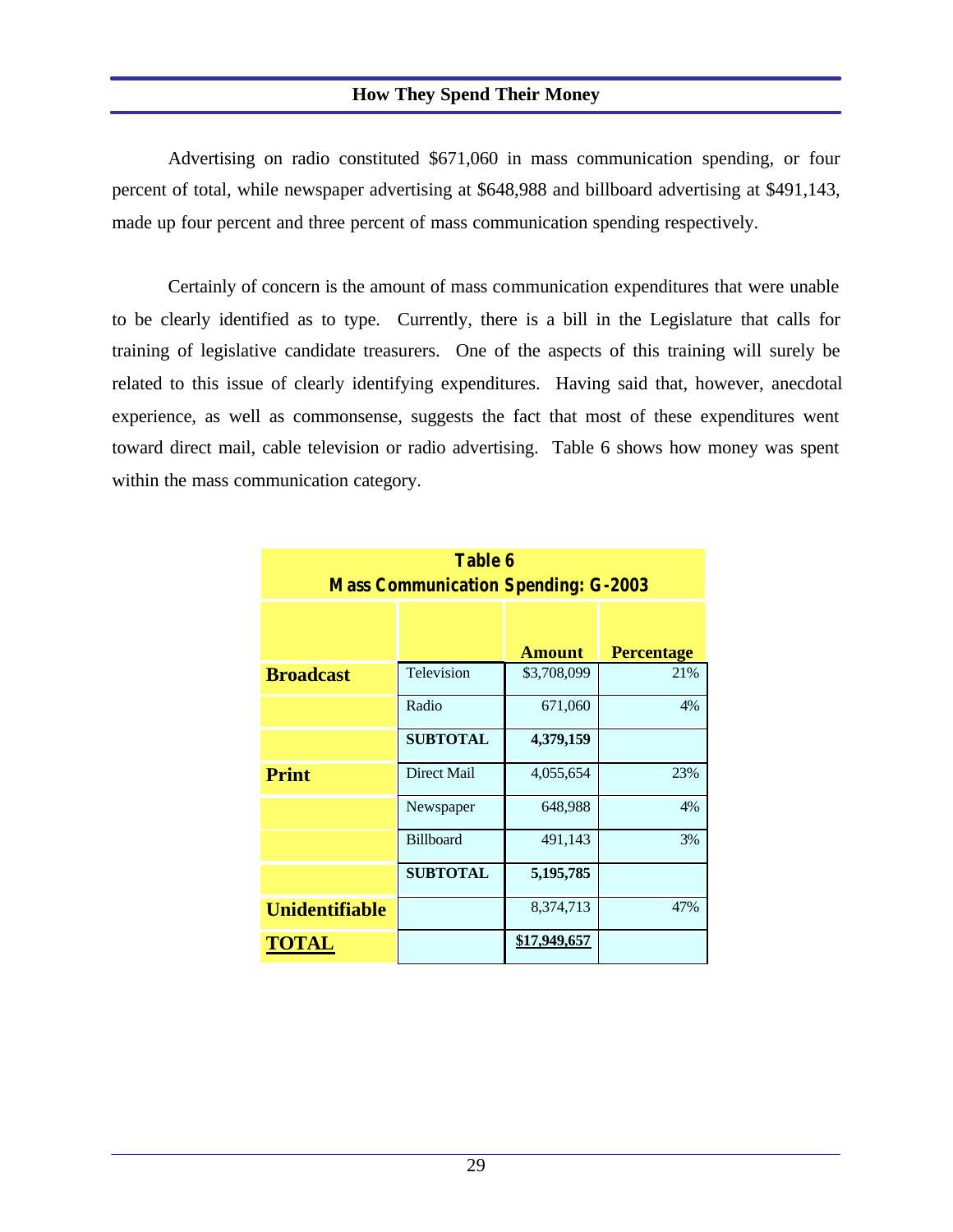## How They Spend Their Money

Advertising on radio constituted $671,060 in mass communication spending, or four percent of total, while newspaper advertising at $648,988 and billboard advertising at $491,143, made up four percent and three percent of mass communication spending respectively.

Certainly of concern is the amount of mass communication expenditures that were unable to be clearly identified as to type. Currently, there is a bill in the Legislature that calls for training of legislative candidate treasurers. One of the aspects of this training will surely be related to this issue of clearly identifying expenditures. Having said that, however, anecdotal experience, as well as commonsense, suggests the fact that most of these expenditures went toward direct mail, cable television or radio advertising. Table 6 shows how money was spent within the mass communication category.

**Table 6**
**Mass Communication Spending: G-2003**

| | | Amount | Percentage |
|---|---|---|---|
| **Broadcast** | Television | $3,708,099 | 21% |
| | Radio | 671,060 | 4% |
| | **SUBTOTAL** | **4,379,159** | |
| **Print** | Direct Mail | 4,055,654 | 23% |
| | Newspaper | 648,988 | 4% |
| | Billboard | 491,143 | 3% |
| | **SUBTOTAL** | **5,195,785** | |
| **Unidentifiable** | | 8,374,713 | 47% |
| **TOTAL** | | **$17,949,657** | |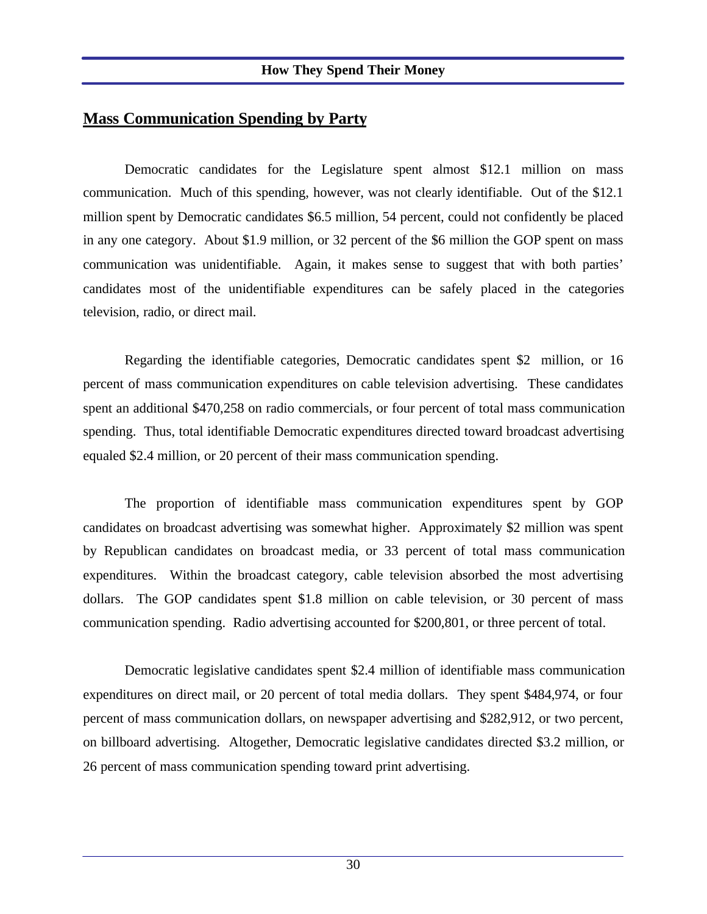## Mass Communication Spending by Party

Democratic candidates for the Legislature spent almost $12.1 million on mass communication. Much of this spending, however, was not clearly identifiable. Out of the $12.1 million spent by Democratic candidates $6.5 million, 54 percent, could not confidently be placed in any one category. About $1.9 million, or 32 percent of the $6 million the GOP spent on mass communication was unidentifiable. Again, it makes sense to suggest that with both parties' candidates most of the unidentifiable expenditures can be safely placed in the categories television, radio, or direct mail.

Regarding the identifiable categories, Democratic candidates spent $2 million, or 16 percent of mass communication expenditures on cable television advertising. These candidates spent an additional $470,258 on radio commercials, or four percent of total mass communication spending. Thus, total identifiable Democratic expenditures directed toward broadcast advertising equaled $2.4 million, or 20 percent of their mass communication spending.

The proportion of identifiable mass communication expenditures spent by GOP candidates on broadcast advertising was somewhat higher. Approximately $2 million was spent by Republican candidates on broadcast media, or 33 percent of total mass communication expenditures. Within the broadcast category, cable television absorbed the most advertising dollars. The GOP candidates spent $1.8 million on cable television, or 30 percent of mass communication spending. Radio advertising accounted for $200,801, or three percent of total.

Democratic legislative candidates spent $2.4 million of identifiable mass communication expenditures on direct mail, or 20 percent of total media dollars. They spent $484,974, or four percent of mass communication dollars, on newspaper advertising and $282,912, or two percent, on billboard advertising. Altogether, Democratic legislative candidates directed $3.2 million, or 26 percent of mass communication spending toward print advertising.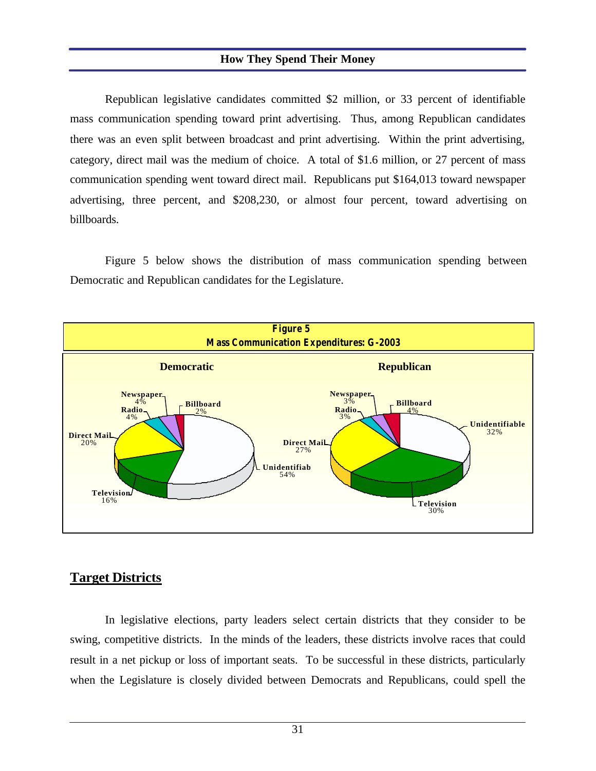## How They Spend Their Money

Republican legislative candidates committed $2 million, or 33 percent of identifiable mass communication spending toward print advertising. Thus, among Republican candidates there was an even split between broadcast and print advertising. Within the print advertising, category, direct mail was the medium of choice. A total of $1.6 million, or 27 percent of mass communication spending went toward direct mail. Republicans put $164,013 toward newspaper advertising, three percent, and $208,230, or almost four percent, toward advertising on billboards.

Figure 5 below shows the distribution of mass communication spending between Democratic and Republican candidates for the Legislature.

**Figure 5**
**Mass Communication Expenditures: G-2003**

**Democratic**

- Unidentifiab 54%
- Television 16%
- Direct Mail 20%
- Radio 4%
- Newspaper 4%
- Billboard 2%

**Republican**

- Unidentifiable 32%
- Television 30%
- Direct Mail 27%
- Radio 3%
- Newspaper 3%
- Billboard 4%

## Target Districts

In legislative elections, party leaders select certain districts that they consider to be swing, competitive districts. In the minds of the leaders, these districts involve races that could result in a net pickup or loss of important seats. To be successful in these districts, particularly when the Legislature is closely divided between Democrats and Republicans, could spell the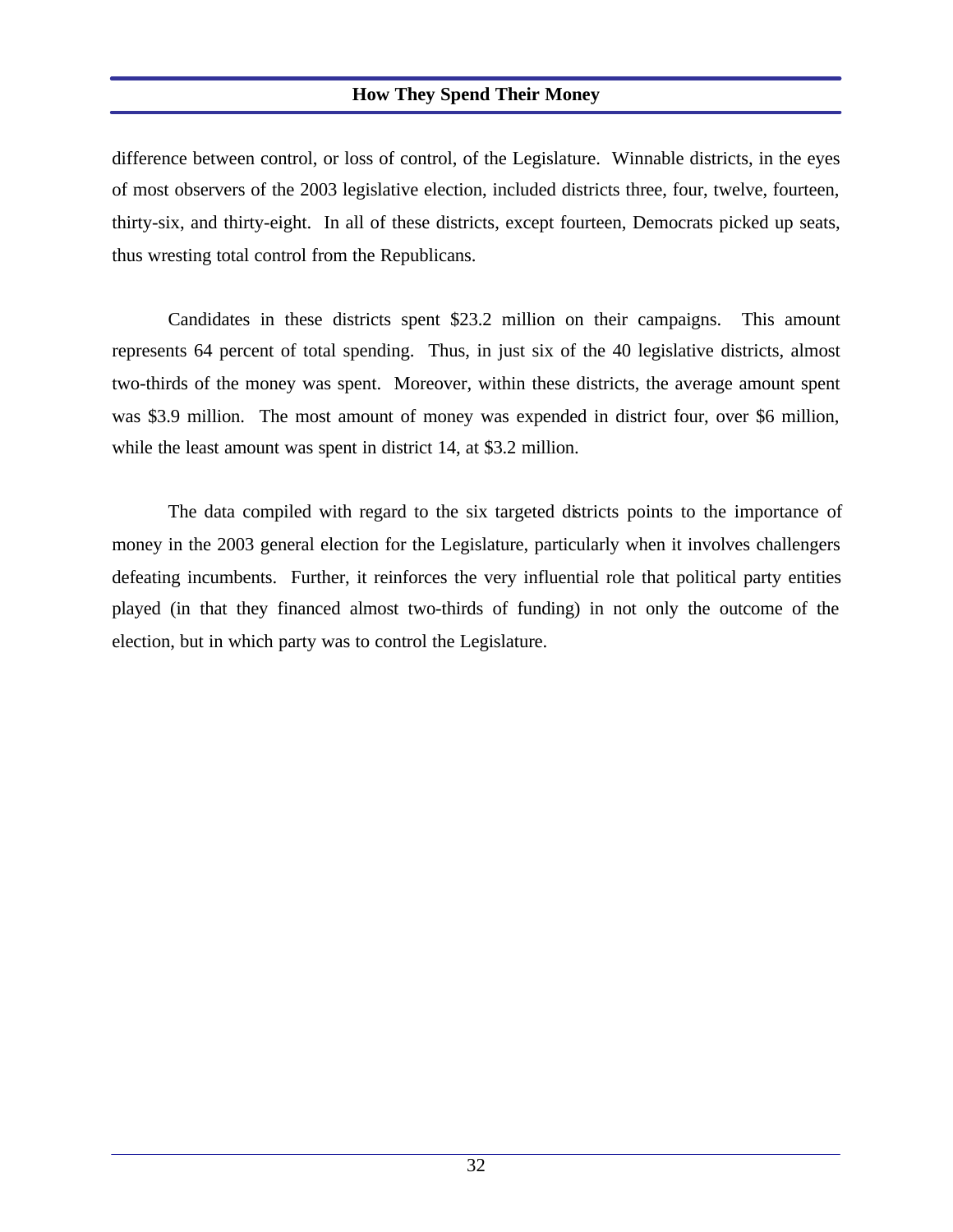difference between control, or loss of control, of the Legislature. Winnable districts, in the eyes of most observers of the 2003 legislative election, included districts three, four, twelve, fourteen, thirty-six, and thirty-eight. In all of these districts, except fourteen, Democrats picked up seats, thus wresting total control from the Republicans.

Candidates in these districts spent $23.2 million on their campaigns. This amount represents 64 percent of total spending. Thus, in just six of the 40 legislative districts, almost two-thirds of the money was spent. Moreover, within these districts, the average amount spent was $3.9 million. The most amount of money was expended in district four, over $6 million, while the least amount was spent in district 14, at $3.2 million.

The data compiled with regard to the six targeted districts points to the importance of money in the 2003 general election for the Legislature, particularly when it involves challengers defeating incumbents. Further, it reinforces the very influential role that political party entities played (in that they financed almost two-thirds of funding) in not only the outcome of the election, but in which party was to control the Legislature.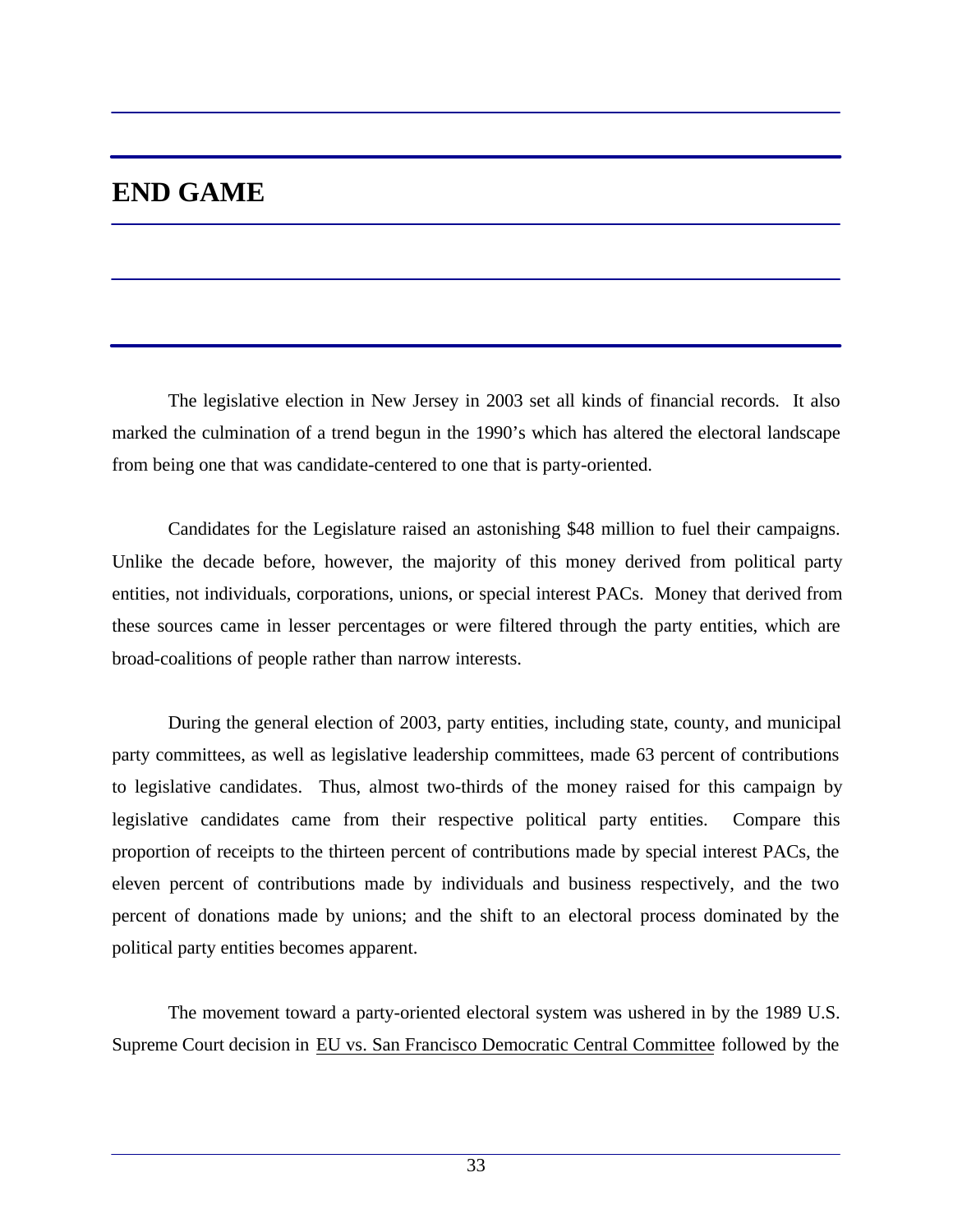# END GAME

The legislative election in New Jersey in 2003 set all kinds of financial records. It also marked the culmination of a trend begun in the 1990's which has altered the electoral landscape from being one that was candidate-centered to one that is party-oriented.

Candidates for the Legislature raised an astonishing $48 million to fuel their campaigns. Unlike the decade before, however, the majority of this money derived from political party entities, not individuals, corporations, unions, or special interest PACs. Money that derived from these sources came in lesser percentages or were filtered through the party entities, which are broad-coalitions of people rather than narrow interests.

During the general election of 2003, party entities, including state, county, and municipal party committees, as well as legislative leadership committees, made 63 percent of contributions to legislative candidates. Thus, almost two-thirds of the money raised for this campaign by legislative candidates came from their respective political party entities. Compare this proportion of receipts to the thirteen percent of contributions made by special interest PACs, the eleven percent of contributions made by individuals and business respectively, and the two percent of donations made by unions; and the shift to an electoral process dominated by the political party entities becomes apparent.

The movement toward a party-oriented electoral system was ushered in by the 1989 U.S. Supreme Court decision in EU vs. San Francisco Democratic Central Committee followed by the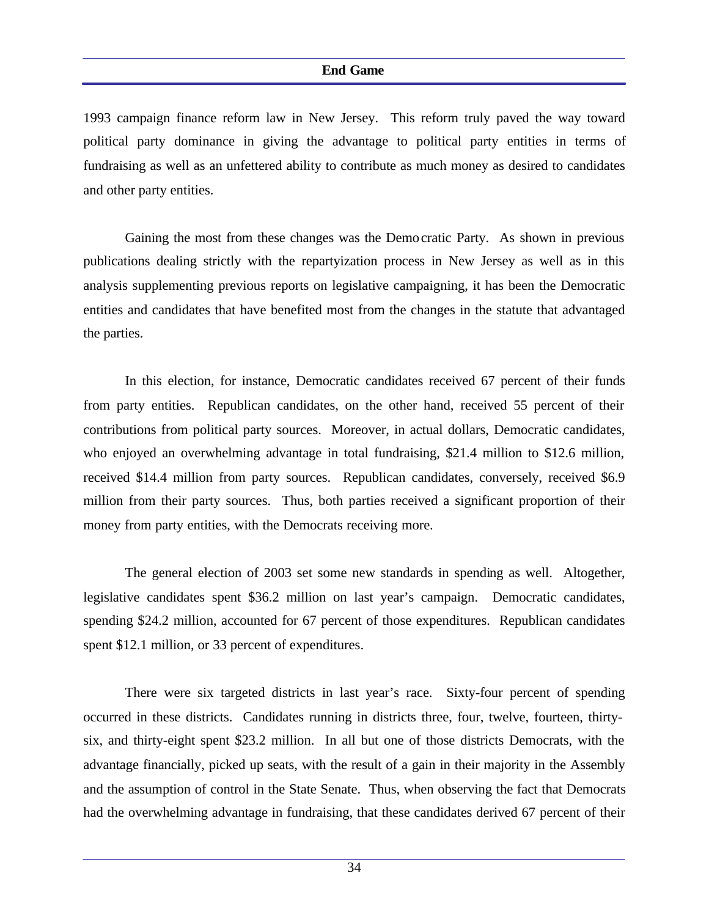1993 campaign finance reform law in New Jersey. This reform truly paved the way toward political party dominance in giving the advantage to political party entities in terms of fundraising as well as an unfettered ability to contribute as much money as desired to candidates and other party entities.

Gaining the most from these changes was the Democratic Party. As shown in previous publications dealing strictly with the repartyization process in New Jersey as well as in this analysis supplementing previous reports on legislative campaigning, it has been the Democratic entities and candidates that have benefited most from the changes in the statute that advantaged the parties.

In this election, for instance, Democratic candidates received 67 percent of their funds from party entities. Republican candidates, on the other hand, received 55 percent of their contributions from political party sources. Moreover, in actual dollars, Democratic candidates, who enjoyed an overwhelming advantage in total fundraising, $21.4 million to $12.6 million, received $14.4 million from party sources. Republican candidates, conversely, received $6.9 million from their party sources. Thus, both parties received a significant proportion of their money from party entities, with the Democrats receiving more.

The general election of 2003 set some new standards in spending as well. Altogether, legislative candidates spent $36.2 million on last year's campaign. Democratic candidates, spending $24.2 million, accounted for 67 percent of those expenditures. Republican candidates spent $12.1 million, or 33 percent of expenditures.

There were six targeted districts in last year's race. Sixty-four percent of spending occurred in these districts. Candidates running in districts three, four, twelve, fourteen, thirty-six, and thirty-eight spent $23.2 million. In all but one of those districts Democrats, with the advantage financially, picked up seats, with the result of a gain in their majority in the Assembly and the assumption of control in the State Senate. Thus, when observing the fact that Democrats had the overwhelming advantage in fundraising, that these candidates derived 67 percent of their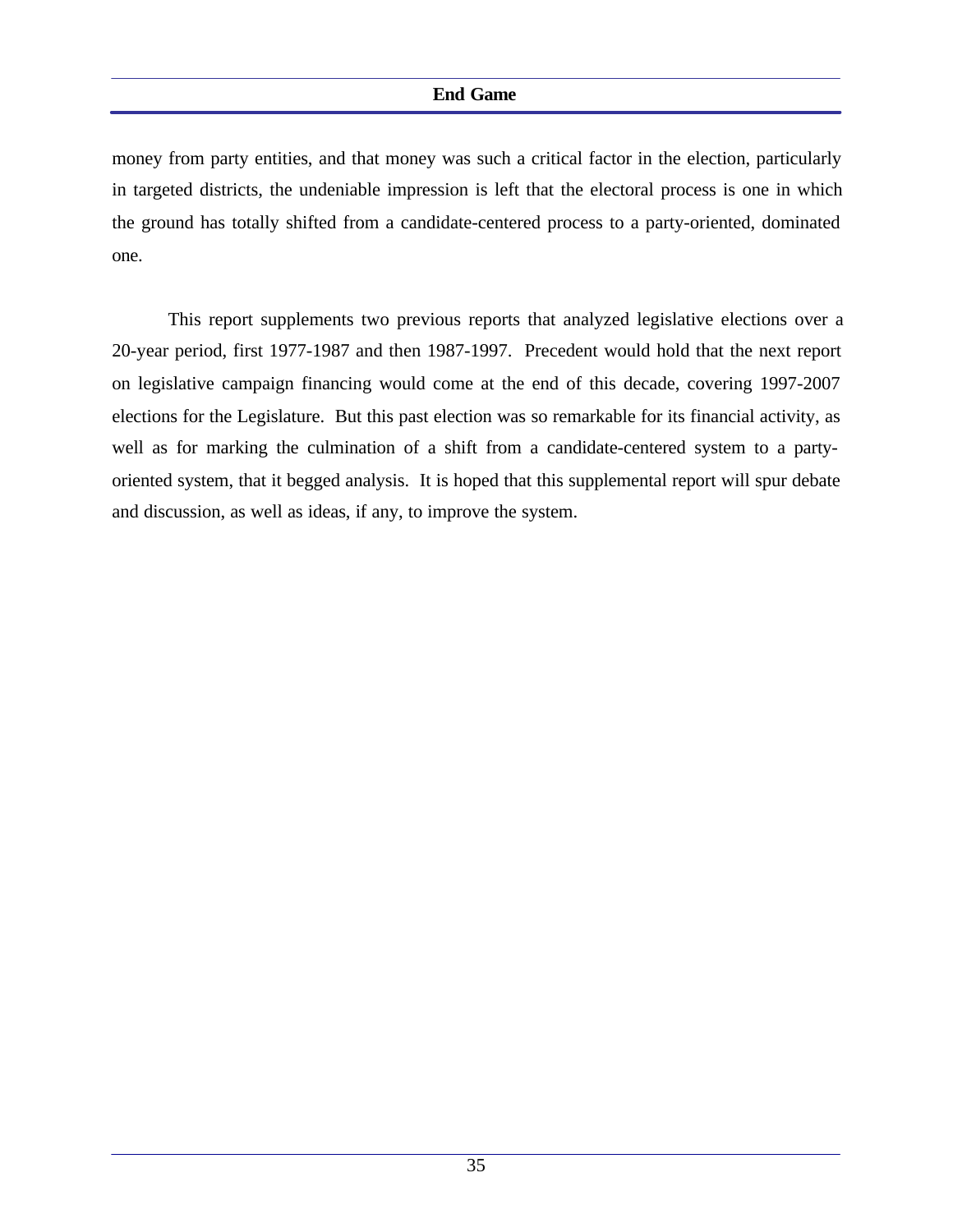money from party entities, and that money was such a critical factor in the election, particularly in targeted districts, the undeniable impression is left that the electoral process is one in which the ground has totally shifted from a candidate-centered process to a party-oriented, dominated one.

This report supplements two previous reports that analyzed legislative elections over a 20-year period, first 1977-1987 and then 1987-1997. Precedent would hold that the next report on legislative campaign financing would come at the end of this decade, covering 1997-2007 elections for the Legislature. But this past election was so remarkable for its financial activity, as well as for marking the culmination of a shift from a candidate-centered system to a party-oriented system, that it begged analysis. It is hoped that this supplemental report will spur debate and discussion, as well as ideas, if any, to improve the system.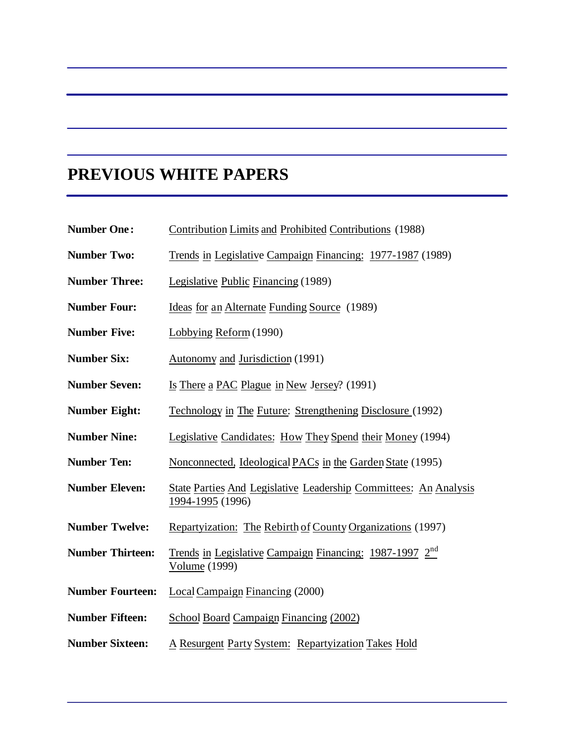# PREVIOUS WHITE PAPERS

| | |
|---|---|
| **Number One:** | Contribution Limits and Prohibited Contributions (1988) |
| **Number Two:** | Trends in Legislative Campaign Financing: 1977-1987 (1989) |
| **Number Three:** | Legislative Public Financing (1989) |
| **Number Four:** | Ideas for an Alternate Funding Source (1989) |
| **Number Five:** | Lobbying Reform (1990) |
| **Number Six:** | Autonomy and Jurisdiction (1991) |
| **Number Seven:** | Is There a PAC Plague in New Jersey? (1991) |
| **Number Eight:** | Technology in The Future: Strengthening Disclosure (1992) |
| **Number Nine:** | Legislative Candidates: How They Spend their Money (1994) |
| **Number Ten:** | Nonconnected, Ideological PACs in the Garden State (1995) |
| **Number Eleven:** | State Parties And Legislative Leadership Committees: An Analysis 1994-1995 (1996) |
| **Number Twelve:** | Repartyization: The Rebirth of County Organizations (1997) |
| **Number Thirteen:** | Trends in Legislative Campaign Financing: 1987-1997 2nd Volume (1999) |
| **Number Fourteen:** | Local Campaign Financing (2000) |
| **Number Fifteen:** | School Board Campaign Financing (2002) |
| **Number Sixteen:** | A Resurgent Party System: Repartyization Takes Hold |